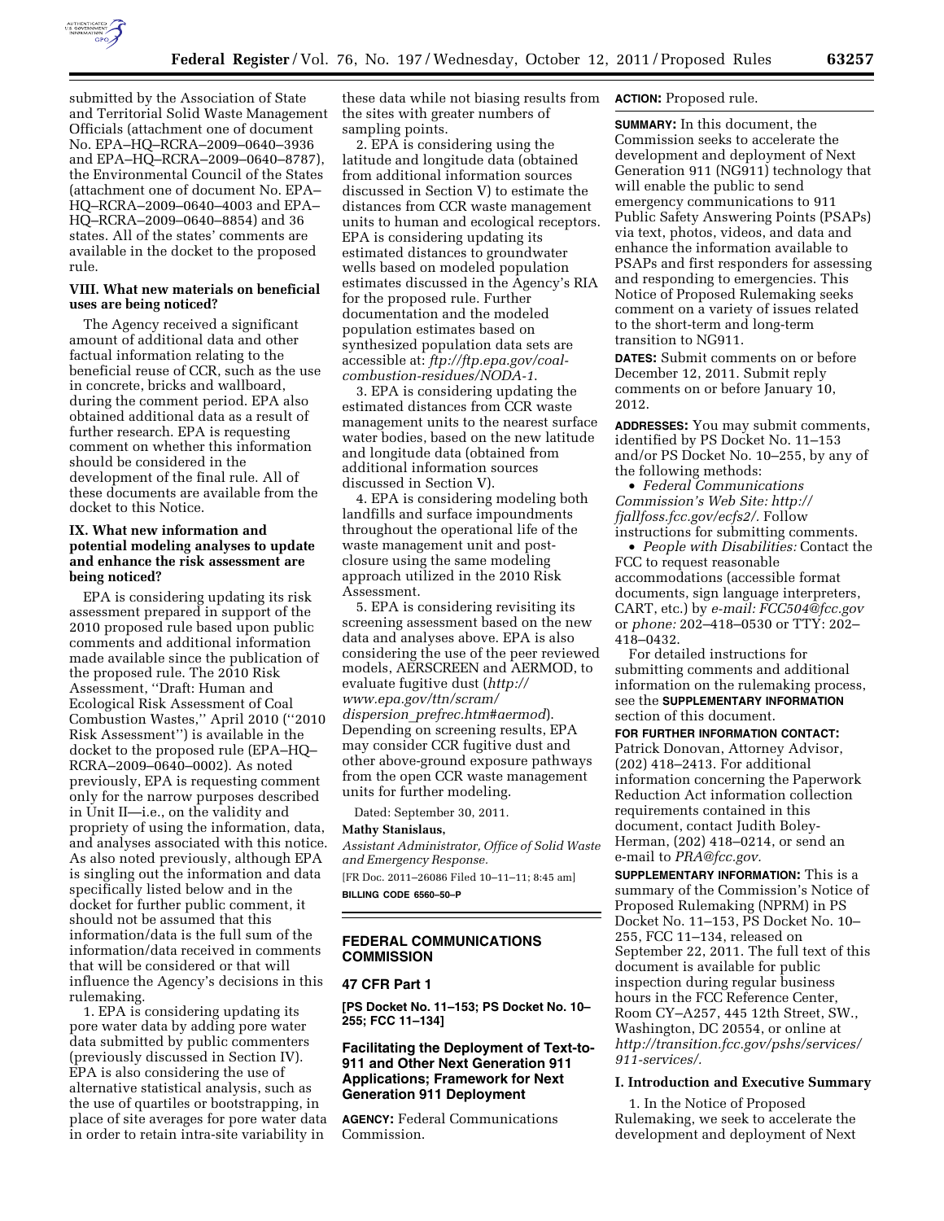submitted by the Association of State and Territorial Solid Waste Management Officials (attachment one of document No. EPA–HQ–RCRA–2009–0640–3936 and EPA–HQ–RCRA–2009–0640–8787), the Environmental Council of the States (attachment one of document No. EPA–HQ–RCRA–2009–0640–4003 and EPA–HQ–RCRA–2009–0640–8854) and 36 states. All of the states' comments are available in the docket to the proposed rule.

### VIII. What new materials on beneficial uses are being noticed?

The Agency received a significant amount of additional data and other factual information relating to the beneficial reuse of CCR, such as the use in concrete, bricks and wallboard, during the comment period. EPA also obtained additional data as a result of further research. EPA is requesting comment on whether this information should be considered in the development of the final rule. All of these documents are available from the docket to this Notice.

### IX. What new information and potential modeling analyses to update and enhance the risk assessment are being noticed?

EPA is considering updating its risk assessment prepared in support of the 2010 proposed rule based upon public comments and additional information made available since the publication of the proposed rule. The 2010 Risk Assessment, ''Draft: Human and Ecological Risk Assessment of Coal Combustion Wastes,'' April 2010 (''2010 Risk Assessment'') is available in the docket to the proposed rule (EPA–HQ–RCRA–2009–0640–0002). As noted previously, EPA is requesting comment only for the narrow purposes described in Unit II—i.e., on the validity and propriety of using the information, data, and analyses associated with this notice. As also noted previously, although EPA is singling out the information and data specifically listed below and in the docket for further public comment, it should not be assumed that this information/data is the full sum of the information/data received in comments that will be considered or that will influence the Agency's decisions in this rulemaking.

1. EPA is considering updating its pore water data by adding pore water data submitted by public commenters (previously discussed in Section IV). EPA is also considering the use of alternative statistical analysis, such as the use of quartiles or bootstrapping, in place of site averages for pore water data in order to retain intra-site variability in these data while not biasing results from the sites with greater numbers of sampling points.

2. EPA is considering using the latitude and longitude data (obtained from additional information sources discussed in Section V) to estimate the distances from CCR waste management units to human and ecological receptors. EPA is considering updating its estimated distances to groundwater wells based on modeled population estimates discussed in the Agency's RIA for the proposed rule. Further documentation and the modeled population estimates based on synthesized population data sets are accessible at: *ftp://ftp.epa.gov/coal-combustion-residues/NODA-1*.

3. EPA is considering updating the estimated distances from CCR waste management units to the nearest surface water bodies, based on the new latitude and longitude data (obtained from additional information sources discussed in Section V).

4. EPA is considering modeling both landfills and surface impoundments throughout the operational life of the waste management unit and post-closure using the same modeling approach utilized in the 2010 Risk Assessment.

5. EPA is considering revisiting its screening assessment based on the new data and analyses above. EPA is also considering the use of the peer reviewed models, AERSCREEN and AERMOD, to evaluate fugitive dust (*http://www.epa.gov/ttn/scram/dispersion_prefrec.htm#aermod*). Depending on screening results, EPA may consider CCR fugitive dust and other above-ground exposure pathways from the open CCR waste management units for further modeling.

Dated: September 30, 2011.

**Mathy Stanislaus,**

*Assistant Administrator, Office of Solid Waste and Emergency Response.*

[FR Doc. 2011–26086 Filed 10–11–11; 8:45 am]

**BILLING CODE 6560–50–P**

---

## FEDERAL COMMUNICATIONS COMMISSION

### 47 CFR Part 1

**[PS Docket No. 11–153; PS Docket No. 10–255; FCC 11–134]**

### Facilitating the Deployment of Text-to-911 and Other Next Generation 911 Applications; Framework for Next Generation 911 Deployment

**AGENCY:** Federal Communications Commission.

**ACTION:** Proposed rule.

**SUMMARY:** In this document, the Commission seeks to accelerate the development and deployment of Next Generation 911 (NG911) technology that will enable the public to send emergency communications to 911 Public Safety Answering Points (PSAPs) via text, photos, videos, and data and enhance the information available to PSAPs and first responders for assessing and responding to emergencies. This Notice of Proposed Rulemaking seeks comment on a variety of issues related to the short-term and long-term transition to NG911.

**DATES:** Submit comments on or before December 12, 2011. Submit reply comments on or before January 10, 2012.

**ADDRESSES:** You may submit comments, identified by PS Docket No. 11–153 and/or PS Docket No. 10–255, by any of the following methods:

- *Federal Communications Commission's Web Site: http://fjallfoss.fcc.gov/ecfs2/*. Follow instructions for submitting comments.
- *People with Disabilities:* Contact the FCC to request reasonable accommodations (accessible format documents, sign language interpreters, CART, etc.) by *e-mail: FCC504@fcc.gov* or *phone:* 202–418–0530 or TTY: 202–418–0432.

For detailed instructions for submitting comments and additional information on the rulemaking process, see the **SUPPLEMENTARY INFORMATION** section of this document.

**FOR FURTHER INFORMATION CONTACT:** Patrick Donovan, Attorney Advisor, (202) 418–2413. For additional information concerning the Paperwork Reduction Act information collection requirements contained in this document, contact Judith Boley-Herman, (202) 418–0214, or send an e-mail to *PRA@fcc.gov.*

**SUPPLEMENTARY INFORMATION:** This is a summary of the Commission's Notice of Proposed Rulemaking (NPRM) in PS Docket No. 11–153, PS Docket No. 10–255, FCC 11–134, released on September 22, 2011. The full text of this document is available for public inspection during regular business hours in the FCC Reference Center, Room CY–A257, 445 12th Street, SW., Washington, DC 20554, or online at *http://transition.fcc.gov/pshs/services/911-services/.*

### I. Introduction and Executive Summary

1. In the Notice of Proposed Rulemaking, we seek to accelerate the development and deployment of Next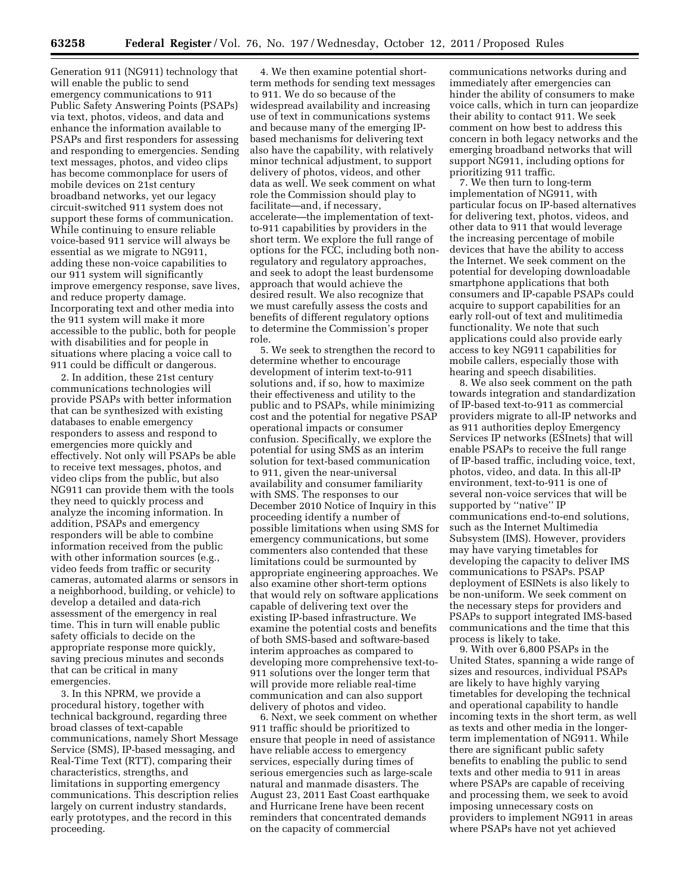Generation 911 (NG911) technology that will enable the public to send emergency communications to 911 Public Safety Answering Points (PSAPs) via text, photos, videos, and data and enhance the information available to PSAPs and first responders for assessing and responding to emergencies. Sending text messages, photos, and video clips has become commonplace for users of mobile devices on 21st century broadband networks, yet our legacy circuit-switched 911 system does not support these forms of communication. While continuing to ensure reliable voice-based 911 service will always be essential as we migrate to NG911, adding these non-voice capabilities to our 911 system will significantly improve emergency response, save lives, and reduce property damage. Incorporating text and other media into the 911 system will make it more accessible to the public, both for people with disabilities and for people in situations where placing a voice call to 911 could be difficult or dangerous.

2. In addition, these 21st century communications technologies will provide PSAPs with better information that can be synthesized with existing databases to enable emergency responders to assess and respond to emergencies more quickly and effectively. Not only will PSAPs be able to receive text messages, photos, and video clips from the public, but also NG911 can provide them with the tools they need to quickly process and analyze the incoming information. In addition, PSAPs and emergency responders will be able to combine information received from the public with other information sources (e.g., video feeds from traffic or security cameras, automated alarms or sensors in a neighborhood, building, or vehicle) to develop a detailed and data-rich assessment of the emergency in real time. This in turn will enable public safety officials to decide on the appropriate response more quickly, saving precious minutes and seconds that can be critical in many emergencies.

3. In this NPRM, we provide a procedural history, together with technical background, regarding three broad classes of text-capable communications, namely Short Message Service (SMS), IP-based messaging, and Real-Time Text (RTT), comparing their characteristics, strengths, and limitations in supporting emergency communications. This description relies largely on current industry standards, early prototypes, and the record in this proceeding.

4. We then examine potential short-term methods for sending text messages to 911. We do so because of the widespread availability and increasing use of text in communications systems and because many of the emerging IP-based mechanisms for delivering text also have the capability, with relatively minor technical adjustment, to support delivery of photos, videos, and other data as well. We seek comment on what role the Commission should play to facilitate—and, if necessary, accelerate—the implementation of text-to-911 capabilities by providers in the short term. We explore the full range of options for the FCC, including both non-regulatory and regulatory approaches, and seek to adopt the least burdensome approach that would achieve the desired result. We also recognize that we must carefully assess the costs and benefits of different regulatory options to determine the Commission's proper role.

5. We seek to strengthen the record to determine whether to encourage development of interim text-to-911 solutions and, if so, how to maximize their effectiveness and utility to the public and to PSAPs, while minimizing cost and the potential for negative PSAP operational impacts or consumer confusion. Specifically, we explore the potential for using SMS as an interim solution for text-based communication to 911, given the near-universal availability and consumer familiarity with SMS. The responses to our December 2010 Notice of Inquiry in this proceeding identify a number of possible limitations when using SMS for emergency communications, but some commenters also contended that these limitations could be surmounted by appropriate engineering approaches. We also examine other short-term options that would rely on software applications capable of delivering text over the existing IP-based infrastructure. We examine the potential costs and benefits of both SMS-based and software-based interim approaches as compared to developing more comprehensive text-to-911 solutions over the longer term that will provide more reliable real-time communication and can also support delivery of photos and video.

6. Next, we seek comment on whether 911 traffic should be prioritized to ensure that people in need of assistance have reliable access to emergency services, especially during times of serious emergencies such as large-scale natural and manmade disasters. The August 23, 2011 East Coast earthquake and Hurricane Irene have been recent reminders that concentrated demands on the capacity of commercial communications networks during and immediately after emergencies can hinder the ability of consumers to make voice calls, which in turn can jeopardize their ability to contact 911. We seek comment on how best to address this concern in both legacy networks and the emerging broadband networks that will support NG911, including options for prioritizing 911 traffic.

7. We then turn to long-term implementation of NG911, with particular focus on IP-based alternatives for delivering text, photos, videos, and other data to 911 that would leverage the increasing percentage of mobile devices that have the ability to access the Internet. We seek comment on the potential for developing downloadable smartphone applications that both consumers and IP-capable PSAPs could acquire to support capabilities for an early roll-out of text and mulitimedia functionality. We note that such applications could also provide early access to key NG911 capabilities for mobile callers, especially those with hearing and speech disabilities.

8. We also seek comment on the path towards integration and standardization of IP-based text-to-911 as commercial providers migrate to all-IP networks and as 911 authorities deploy Emergency Services IP networks (ESInets) that will enable PSAPs to receive the full range of IP-based traffic, including voice, text, photos, video, and data. In this all-IP environment, text-to-911 is one of several non-voice services that will be supported by "native" IP communications end-to-end solutions, such as the Internet Multimedia Subsystem (IMS). However, providers may have varying timetables for developing the capacity to deliver IMS communications to PSAPs. PSAP deployment of ESInets is also likely to be non-uniform. We seek comment on the necessary steps for providers and PSAPs to support integrated IMS-based communications and the time that this process is likely to take.

9. With over 6,800 PSAPs in the United States, spanning a wide range of sizes and resources, individual PSAPs are likely to have highly varying timetables for developing the technical and operational capability to handle incoming texts in the short term, as well as texts and other media in the longer-term implementation of NG911. While there are significant public safety benefits to enabling the public to send texts and other media to 911 in areas where PSAPs are capable of receiving and processing them, we seek to avoid imposing unnecessary costs on providers to implement NG911 in areas where PSAPs have not yet achieved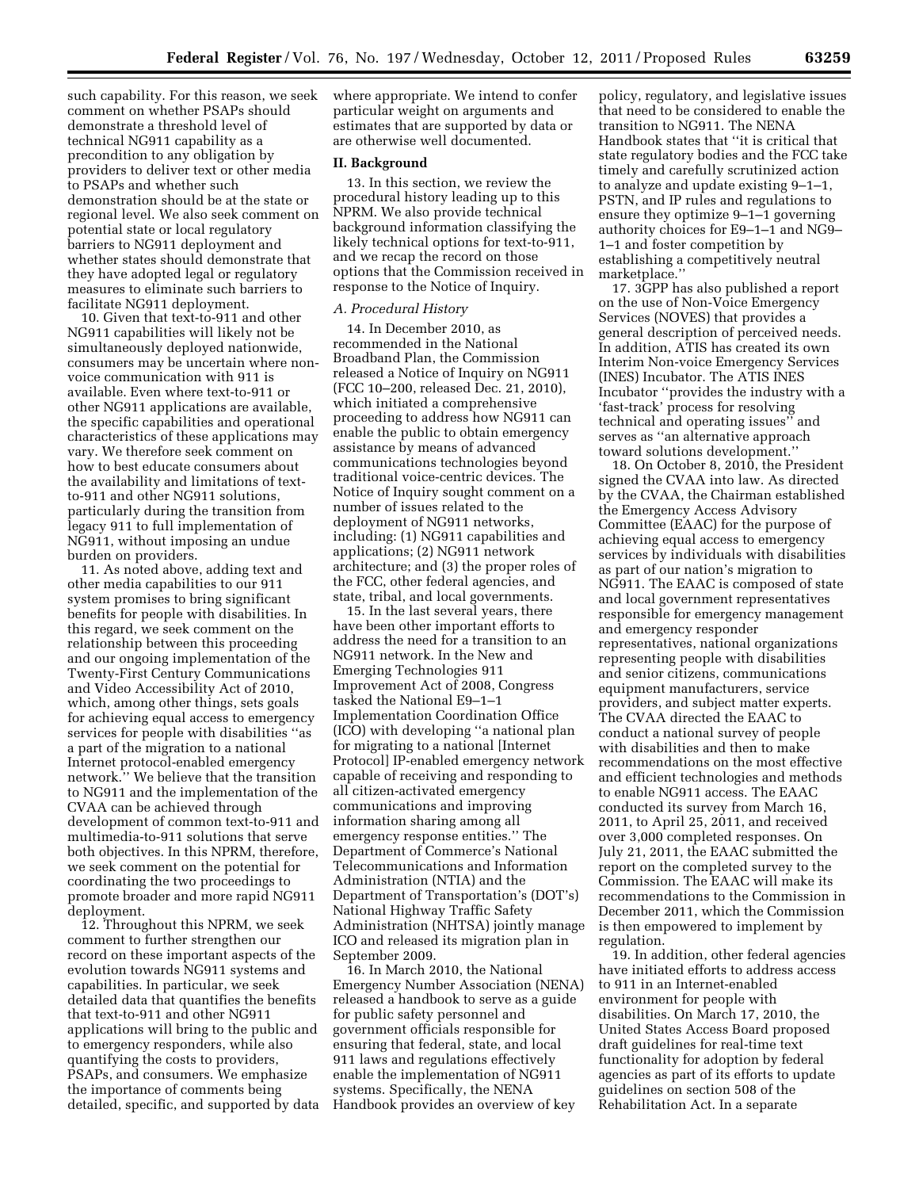such capability. For this reason, we seek comment on whether PSAPs should demonstrate a threshold level of technical NG911 capability as a precondition to any obligation by providers to deliver text or other media to PSAPs and whether such demonstration should be at the state or regional level. We also seek comment on potential state or local regulatory barriers to NG911 deployment and whether states should demonstrate that they have adopted legal or regulatory measures to eliminate such barriers to facilitate NG911 deployment.

10. Given that text-to-911 and other NG911 capabilities will likely not be simultaneously deployed nationwide, consumers may be uncertain where non-voice communication with 911 is available. Even where text-to-911 or other NG911 applications are available, the specific capabilities and operational characteristics of these applications may vary. We therefore seek comment on how to best educate consumers about the availability and limitations of text-to-911 and other NG911 solutions, particularly during the transition from legacy 911 to full implementation of NG911, without imposing an undue burden on providers.

11. As noted above, adding text and other media capabilities to our 911 system promises to bring significant benefits for people with disabilities. In this regard, we seek comment on the relationship between this proceeding and our ongoing implementation of the Twenty-First Century Communications and Video Accessibility Act of 2010, which, among other things, sets goals for achieving equal access to emergency services for people with disabilities ''as a part of the migration to a national Internet protocol-enabled emergency network.'' We believe that the transition to NG911 and the implementation of the CVAA can be achieved through development of common text-to-911 and multimedia-to-911 solutions that serve both objectives. In this NPRM, therefore, we seek comment on the potential for coordinating the two proceedings to promote broader and more rapid NG911 deployment.

12. Throughout this NPRM, we seek comment to further strengthen our record on these important aspects of the evolution towards NG911 systems and capabilities. In particular, we seek detailed data that quantifies the benefits that text-to-911 and other NG911 applications will bring to the public and to emergency responders, while also quantifying the costs to providers, PSAPs, and consumers. We emphasize the importance of comments being detailed, specific, and supported by data where appropriate. We intend to confer particular weight on arguments and estimates that are supported by data or are otherwise well documented.

## II. Background

13. In this section, we review the procedural history leading up to this NPRM. We also provide technical background information classifying the likely technical options for text-to-911, and we recap the record on those options that the Commission received in response to the Notice of Inquiry.

### *A. Procedural History*

14. In December 2010, as recommended in the National Broadband Plan, the Commission released a Notice of Inquiry on NG911 (FCC 10–200, released Dec. 21, 2010), which initiated a comprehensive proceeding to address how NG911 can enable the public to obtain emergency assistance by means of advanced communications technologies beyond traditional voice-centric devices. The Notice of Inquiry sought comment on a number of issues related to the deployment of NG911 networks, including: (1) NG911 capabilities and applications; (2) NG911 network architecture; and (3) the proper roles of the FCC, other federal agencies, and state, tribal, and local governments.

15. In the last several years, there have been other important efforts to address the need for a transition to an NG911 network. In the New and Emerging Technologies 911 Improvement Act of 2008, Congress tasked the National E9–1–1 Implementation Coordination Office (ICO) with developing ''a national plan for migrating to a national [Internet Protocol] IP-enabled emergency network capable of receiving and responding to all citizen-activated emergency communications and improving information sharing among all emergency response entities.'' The Department of Commerce's National Telecommunications and Information Administration (NTIA) and the Department of Transportation's (DOT's) National Highway Traffic Safety Administration (NHTSA) jointly manage ICO and released its migration plan in September 2009.

16. In March 2010, the National Emergency Number Association (NENA) released a handbook to serve as a guide for public safety personnel and government officials responsible for ensuring that federal, state, and local 911 laws and regulations effectively enable the implementation of NG911 systems. Specifically, the NENA Handbook provides an overview of key policy, regulatory, and legislative issues that need to be considered to enable the transition to NG911. The NENA Handbook states that ''it is critical that state regulatory bodies and the FCC take timely and carefully scrutinized action to analyze and update existing 9–1–1, PSTN, and IP rules and regulations to ensure they optimize 9–1–1 governing authority choices for E9–1–1 and NG9–1–1 and foster competition by establishing a competitively neutral marketplace.''

17. 3GPP has also published a report on the use of Non-Voice Emergency Services (NOVES) that provides a general description of perceived needs. In addition, ATIS has created its own Interim Non-voice Emergency Services (INES) Incubator. The ATIS INES Incubator ''provides the industry with a 'fast-track' process for resolving technical and operating issues'' and serves as ''an alternative approach toward solutions development.''

18. On October 8, 2010, the President signed the CVAA into law. As directed by the CVAA, the Chairman established the Emergency Access Advisory Committee (EAAC) for the purpose of achieving equal access to emergency services by individuals with disabilities as part of our nation's migration to NG911. The EAAC is composed of state and local government representatives responsible for emergency management and emergency responder representatives, national organizations representing people with disabilities and senior citizens, communications equipment manufacturers, service providers, and subject matter experts. The CVAA directed the EAAC to conduct a national survey of people with disabilities and then to make recommendations on the most effective and efficient technologies and methods to enable NG911 access. The EAAC conducted its survey from March 16, 2011, to April 25, 2011, and received over 3,000 completed responses. On July 21, 2011, the EAAC submitted the report on the completed survey to the Commission. The EAAC will make its recommendations to the Commission in December 2011, which the Commission is then empowered to implement by regulation.

19. In addition, other federal agencies have initiated efforts to address access to 911 in an Internet-enabled environment for people with disabilities. On March 17, 2010, the United States Access Board proposed draft guidelines for real-time text functionality for adoption by federal agencies as part of its efforts to update guidelines on section 508 of the Rehabilitation Act. In a separate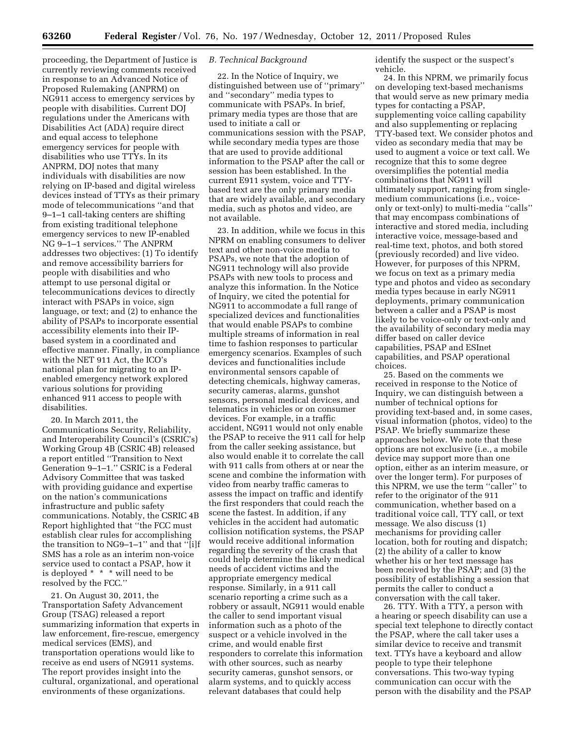proceeding, the Department of Justice is currently reviewing comments received in response to an Advanced Notice of Proposed Rulemaking (ANPRM) on NG911 access to emergency services by people with disabilities. Current DOJ regulations under the Americans with Disabilities Act (ADA) require direct and equal access to telephone emergency services for people with disabilities who use TTYs. In its ANPRM, DOJ notes that many individuals with disabilities are now relying on IP-based and digital wireless devices instead of TTYs as their primary mode of telecommunications "and that 9–1–1 call-taking centers are shifting from existing traditional telephone emergency services to new IP-enabled NG 9–1–1 services." The ANPRM addresses two objectives: (1) To identify and remove accessibility barriers for people with disabilities and who attempt to use personal digital or telecommunications devices to directly interact with PSAPs in voice, sign language, or text; and (2) to enhance the ability of PSAPs to incorporate essential accessibility elements into their IP-based system in a coordinated and effective manner. Finally, in compliance with the NET 911 Act, the ICO's national plan for migrating to an IP-enabled emergency network explored various solutions for providing enhanced 911 access to people with disabilities.

20. In March 2011, the Communications Security, Reliability, and Interoperability Council's (CSRIC's) Working Group 4B (CSRIC 4B) released a report entitled "Transition to Next Generation 9–1–1." CSRIC is a Federal Advisory Committee that was tasked with providing guidance and expertise on the nation's communications infrastructure and public safety communications. Notably, the CSRIC 4B Report highlighted that "the FCC must establish clear rules for accomplishing the transition to NG9–1–1" and that "[i]f SMS has a role as an interim non-voice service used to contact a PSAP, how it is deployed * * * will need to be resolved by the FCC."

21. On August 30, 2011, the Transportation Safety Advancement Group (TSAG) released a report summarizing information that experts in law enforcement, fire-rescue, emergency medical services (EMS), and transportation operations would like to receive as end users of NG911 systems. The report provides insight into the cultural, organizational, and operational environments of these organizations.

### *B. Technical Background*

22. In the Notice of Inquiry, we distinguished between use of "primary" and "secondary" media types to communicate with PSAPs. In brief, primary media types are those that are used to initiate a call or communications session with the PSAP, while secondary media types are those that are used to provide additional information to the PSAP after the call or session has been established. In the current E911 system, voice and TTY-based text are the only primary media that are widely available, and secondary media, such as photos and video, are not available.

23. In addition, while we focus in this NPRM on enabling consumers to deliver text and other non-voice media to PSAPs, we note that the adoption of NG911 technology will also provide PSAPs with new tools to process and analyze this information. In the Notice of Inquiry, we cited the potential for NG911 to accommodate a full range of specialized devices and functionalities that would enable PSAPs to combine multiple streams of information in real time to fashion responses to particular emergency scenarios. Examples of such devices and functionalities include environmental sensors capable of detecting chemicals, highway cameras, security cameras, alarms, gunshot sensors, personal medical devices, and telematics in vehicles or on consumer devices. For example, in a traffic accident, NG911 would not only enable the PSAP to receive the 911 call for help from the caller seeking assistance, but also would enable it to correlate the call with 911 calls from others at or near the scene and combine the information with video from nearby traffic cameras to assess the impact on traffic and identify the first responders that could reach the scene the fastest. In addition, if any vehicles in the accident had automatic collision notification systems, the PSAP would receive additional information regarding the severity of the crash that could help determine the likely medical needs of accident victims and the appropriate emergency medical response. Similarly, in a 911 call scenario reporting a crime such as a robbery or assault, NG911 would enable the caller to send important visual information such as a photo of the suspect or a vehicle involved in the crime, and would enable first responders to correlate this information with other sources, such as nearby security cameras, gunshot sensors, or alarm systems, and to quickly access relevant databases that could help identify the suspect or the suspect's vehicle.

24. In this NPRM, we primarily focus on developing text-based mechanisms that would serve as new primary media types for contacting a PSAP, supplementing voice calling capability and also supplementing or replacing TTY-based text. We consider photos and video as secondary media that may be used to augment a voice or text call. We recognize that this to some degree oversimplifies the potential media combinations that NG911 will ultimately support, ranging from single-medium communications (i.e., voice-only or text-only) to multi-media "calls" that may encompass combinations of interactive and stored media, including interactive voice, message-based and real-time text, photos, and both stored (previously recorded) and live video. However, for purposes of this NPRM, we focus on text as a primary media type and photos and video as secondary media types because in early NG911 deployments, primary communication between a caller and a PSAP is most likely to be voice-only or text-only and the availability of secondary media may differ based on caller device capabilities, PSAP and ESInet capabilities, and PSAP operational choices.

25. Based on the comments we received in response to the Notice of Inquiry, we can distinguish between a number of technical options for providing text-based and, in some cases, visual information (photos, video) to the PSAP. We briefly summarize these approaches below. We note that these options are not exclusive (i.e., a mobile device may support more than one option, either as an interim measure, or over the longer term). For purposes of this NPRM, we use the term "caller" to refer to the originator of the 911 communication, whether based on a traditional voice call, TTY call, or text message. We also discuss (1) mechanisms for providing caller location, both for routing and dispatch; (2) the ability of a caller to know whether his or her text message has been received by the PSAP; and (3) the possibility of establishing a session that permits the caller to conduct a conversation with the call taker.

26. *TTY.* With a TTY, a person with a hearing or speech disability can use a special text telephone to directly contact the PSAP, where the call taker uses a similar device to receive and transmit text. TTYs have a keyboard and allow people to type their telephone conversations. This two-way typing communication can occur with the person with the disability and the PSAP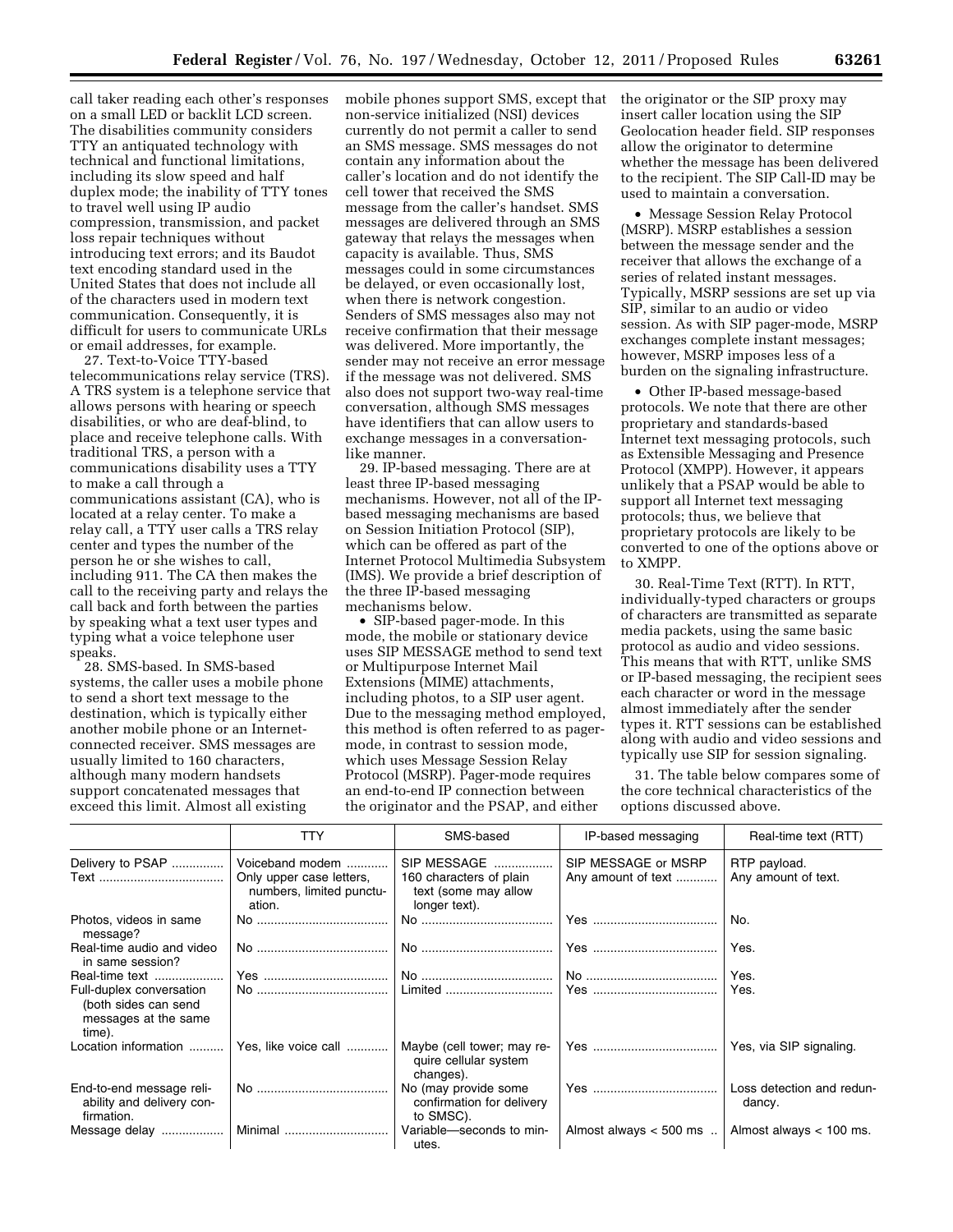call taker reading each other's responses on a small LED or backlit LCD screen. The disabilities community considers TTY an antiquated technology with technical and functional limitations, including its slow speed and half duplex mode; the inability of TTY tones to travel well using IP audio compression, transmission, and packet loss repair techniques without introducing text errors; and its Baudot text encoding standard used in the United States that does not include all of the characters used in modern text communication. Consequently, it is difficult for users to communicate URLs or email addresses, for example.

27. Text-to-Voice TTY-based telecommunications relay service (TRS). A TRS system is a telephone service that allows persons with hearing or speech disabilities, or who are deaf-blind, to place and receive telephone calls. With traditional TRS, a person with a communications disability uses a TTY to make a call through a communications assistant (CA), who is located at a relay center. To make a relay call, a TTY user calls a TRS relay center and types the number of the person he or she wishes to call, including 911. The CA then makes the call to the receiving party and relays the call back and forth between the parties by speaking what a text user types and typing what a voice telephone user speaks.

28. SMS-based. In SMS-based systems, the caller uses a mobile phone to send a short text message to the destination, which is typically either another mobile phone or an Internet-connected receiver. SMS messages are usually limited to 160 characters, although many modern handsets support concatenated messages that exceed this limit. Almost all existing mobile phones support SMS, except that non-service initialized (NSI) devices currently do not permit a caller to send an SMS message. SMS messages do not contain any information about the caller's location and do not identify the cell tower that received the SMS message from the caller's handset. SMS messages are delivered through an SMS gateway that relays the messages when capacity is available. Thus, SMS messages could in some circumstances be delayed, or even occasionally lost, when there is network congestion. Senders of SMS messages also may not receive confirmation that their message was delivered. More importantly, the sender may not receive an error message if the message was not delivered. SMS also does not support two-way real-time conversation, although SMS messages have identifiers that can allow users to exchange messages in a conversation-like manner.

29. IP-based messaging. There are at least three IP-based messaging mechanisms. However, not all of the IP-based messaging mechanisms are based on Session Initiation Protocol (SIP), which can be offered as part of the Internet Protocol Multimedia Subsystem (IMS). We provide a brief description of the three IP-based messaging mechanisms below.

- SIP-based pager-mode. In this mode, the mobile or stationary device uses SIP MESSAGE method to send text or Multipurpose Internet Mail Extensions (MIME) attachments, including photos, to a SIP user agent. Due to the messaging method employed, this method is often referred to as pager-mode, in contrast to session mode, which uses Message Session Relay Protocol (MSRP). Pager-mode requires an end-to-end IP connection between the originator and the PSAP, and either the originator or the SIP proxy may insert caller location using the SIP Geolocation header field. SIP responses allow the originator to determine whether the message has been delivered to the recipient. The SIP Call-ID may be used to maintain a conversation.
- Message Session Relay Protocol (MSRP). MSRP establishes a session between the message sender and the receiver that allows the exchange of a series of related instant messages. Typically, MSRP sessions are set up via SIP, similar to an audio or video session. As with SIP pager-mode, MSRP exchanges complete instant messages; however, MSRP imposes less of a burden on the signaling infrastructure.
- Other IP-based message-based protocols. We note that there are other proprietary and standards-based Internet text messaging protocols, such as Extensible Messaging and Presence Protocol (XMPP). However, it appears unlikely that a PSAP would be able to support all Internet text messaging protocols; thus, we believe that proprietary protocols are likely to be converted to one of the options above or to XMPP.

30. Real-Time Text (RTT). In RTT, individually-typed characters or groups of characters are transmitted as separate media packets, using the same basic protocol as audio and video sessions. This means that with RTT, unlike SMS or IP-based messaging, the recipient sees each character or word in the message almost immediately after the sender types it. RTT sessions can be established along with audio and video sessions and typically use SIP for session signaling.

31. The table below compares some of the core technical characteristics of the options discussed above.

| | TTY | SMS-based | IP-based messaging | Real-time text (RTT) |
|---|---|---|---|---|
| Delivery to PSAP | Voiceband modem | SIP MESSAGE | SIP MESSAGE or MSRP | RTP payload. |
| Text | Only upper case letters, numbers, limited punctuation. | 160 characters of plain text (some may allow longer text). | Any amount of text | Any amount of text. |
| Photos, videos in same message? | No | No | Yes | No. |
| Real-time audio and video in same session? | No | No | Yes | Yes. |
| Real-time text | Yes | No | No | Yes. |
| Full-duplex conversation (both sides can send messages at the same time). | No | Limited | Yes | Yes. |
| Location information | Yes, like voice call | Maybe (cell tower; may require cellular system changes). | Yes | Yes, via SIP signaling. |
| End-to-end message reliability and delivery confirmation. | No | No (may provide some confirmation for delivery to SMSC). | Yes | Loss detection and redundancy. |
| Message delay | Minimal | Variable—seconds to minutes. | Almost always < 500 ms | Almost always < 100 ms. |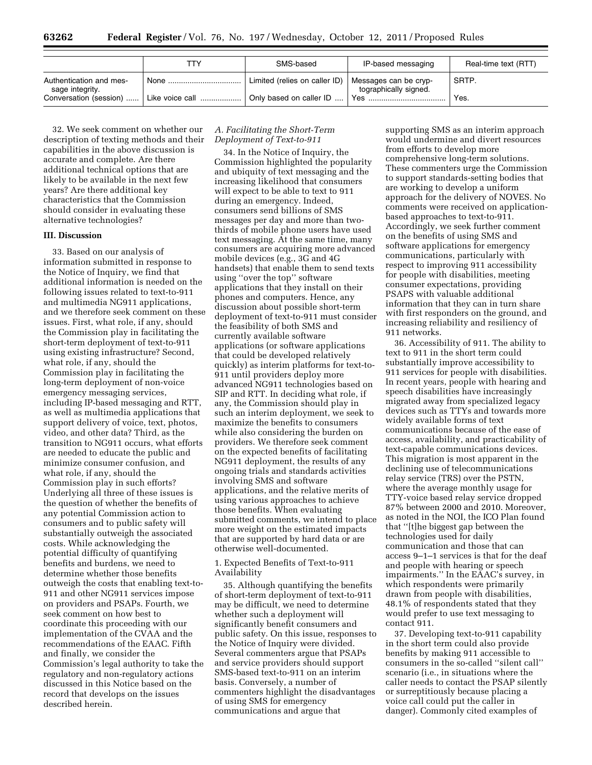| | TTY | SMS-based | IP-based messaging | Real-time text (RTT) |
|---|---|---|---|---|
| Authentication and message integrity. | None | Limited (relies on caller ID) | Messages can be cryptographically signed. | SRTP. |
| Conversation (session) | Like voice call | Only based on caller ID | Yes | Yes. |

32. We seek comment on whether our description of texting methods and their capabilities in the above discussion is accurate and complete. Are there additional technical options that are likely to be available in the next few years? Are there additional key characteristics that the Commission should consider in evaluating these alternative technologies?

## III. Discussion

33. Based on our analysis of information submitted in response to the Notice of Inquiry, we find that additional information is needed on the following issues related to text-to-911 and multimedia NG911 applications, and we therefore seek comment on these issues. First, what role, if any, should the Commission play in facilitating the short-term deployment of text-to-911 using existing infrastructure? Second, what role, if any, should the Commission play in facilitating the long-term deployment of non-voice emergency messaging services, including IP-based messaging and RTT, as well as multimedia applications that support delivery of voice, text, photos, video, and other data? Third, as the transition to NG911 occurs, what efforts are needed to educate the public and minimize consumer confusion, and what role, if any, should the Commission play in such efforts? Underlying all three of these issues is the question of whether the benefits of any potential Commission action to consumers and to public safety will substantially outweigh the associated costs. While acknowledging the potential difficulty of quantifying benefits and burdens, we need to determine whether those benefits outweigh the costs that enabling text-to-911 and other NG911 services impose on providers and PSAPs. Fourth, we seek comment on how best to coordinate this proceeding with our implementation of the CVAA and the recommendations of the EAAC. Fifth and finally, we consider the Commission's legal authority to take the regulatory and non-regulatory actions discussed in this Notice based on the record that develops on the issues described herein.

### *A. Facilitating the Short-Term Deployment of Text-to-911*

34. In the Notice of Inquiry, the Commission highlighted the popularity and ubiquity of text messaging and the increasing likelihood that consumers will expect to be able to text to 911 during an emergency. Indeed, consumers send billions of SMS messages per day and more than two-thirds of mobile phone users have used text messaging. At the same time, many consumers are acquiring more advanced mobile devices (e.g., 3G and 4G handsets) that enable them to send texts using ''over the top'' software applications that they install on their phones and computers. Hence, any discussion about possible short-term deployment of text-to-911 must consider the feasibility of both SMS and currently available software applications (or software applications that could be developed relatively quickly) as interim platforms for text-to-911 until providers deploy more advanced NG911 technologies based on SIP and RTT. In deciding what role, if any, the Commission should play in such an interim deployment, we seek to maximize the benefits to consumers while also considering the burden on providers. We therefore seek comment on the expected benefits of facilitating NG911 deployment, the results of any ongoing trials and standards activities involving SMS and software applications, and the relative merits of using various approaches to achieve those benefits. When evaluating submitted comments, we intend to place more weight on the estimated impacts that are supported by hard data or are otherwise well-documented.

#### 1. Expected Benefits of Text-to-911 Availability

35. Although quantifying the benefits of short-term deployment of text-to-911 may be difficult, we need to determine whether such a deployment will significantly benefit consumers and public safety. On this issue, responses to the Notice of Inquiry were divided. Several commenters argue that PSAPs and service providers should support SMS-based text-to-911 on an interim basis. Conversely, a number of commenters highlight the disadvantages of using SMS for emergency communications and argue that supporting SMS as an interim approach would undermine and divert resources from efforts to develop more comprehensive long-term solutions. These commenters urge the Commission to support standards-setting bodies that are working to develop a uniform approach for the delivery of NOVES. No comments were received on application-based approaches to text-to-911. Accordingly, we seek further comment on the benefits of using SMS and software applications for emergency communications, particularly with respect to improving 911 accessibility for people with disabilities, meeting consumer expectations, providing PSAPS with valuable additional information that they can in turn share with first responders on the ground, and increasing reliability and resiliency of 911 networks.

36. Accessibility of 911. The ability to text to 911 in the short term could substantially improve accessibility to 911 services for people with disabilities. In recent years, people with hearing and speech disabilities have increasingly migrated away from specialized legacy devices such as TTYs and towards more widely available forms of text communications because of the ease of access, availability, and practicability of text-capable communications devices. This migration is most apparent in the declining use of telecommunications relay service (TRS) over the PSTN, where the average monthly usage for TTY-voice based relay service dropped 87% between 2000 and 2010. Moreover, as noted in the NOI, the ICO Plan found that ''[t]he biggest gap between the technologies used for daily communication and those that can access 9–1–1 services is that for the deaf and people with hearing or speech impairments.'' In the EAAC's survey, in which respondents were primarily drawn from people with disabilities, 48.1% of respondents stated that they would prefer to use text messaging to contact 911.

37. Developing text-to-911 capability in the short term could also provide benefits by making 911 accessible to consumers in the so-called ''silent call'' scenario (i.e., in situations where the caller needs to contact the PSAP silently or surreptitiously because placing a voice call could put the caller in danger). Commonly cited examples of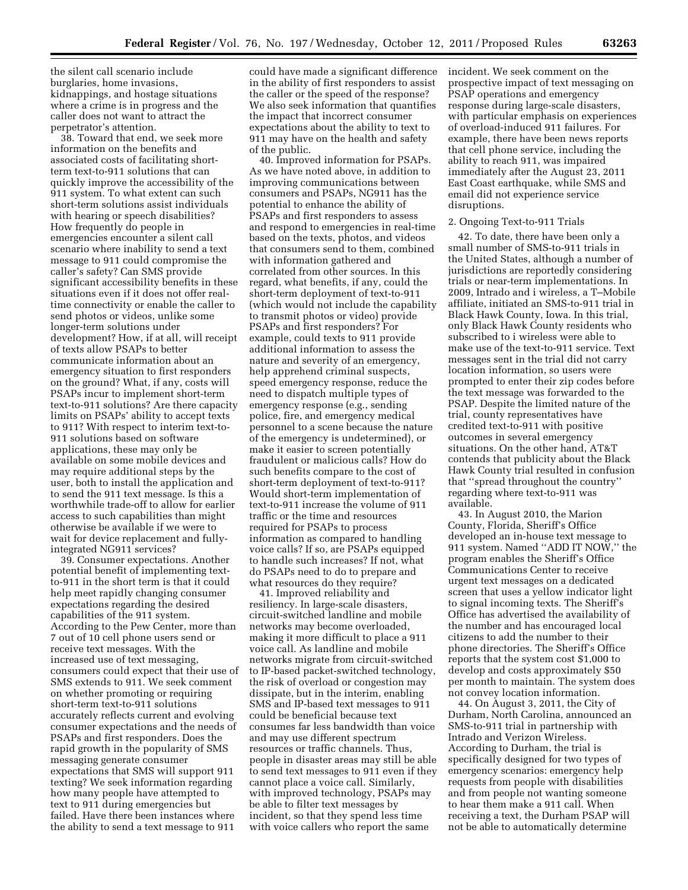the silent call scenario include burglaries, home invasions, kidnappings, and hostage situations where a crime is in progress and the caller does not want to attract the perpetrator's attention.

38. Toward that end, we seek more information on the benefits and associated costs of facilitating short-term text-to-911 solutions that can quickly improve the accessibility of the 911 system. To what extent can such short-term solutions assist individuals with hearing or speech disabilities? How frequently do people in emergencies encounter a silent call scenario where inability to send a text message to 911 could compromise the caller's safety? Can SMS provide significant accessibility benefits in these situations even if it does not offer real-time connectivity or enable the caller to send photos or videos, unlike some longer-term solutions under development? How, if at all, will receipt of texts allow PSAPs to better communicate information about an emergency situation to first responders on the ground? What, if any, costs will PSAPs incur to implement short-term text-to-911 solutions? Are there capacity limits on PSAPs' ability to accept texts to 911? With respect to interim text-to-911 solutions based on software applications, these may only be available on some mobile devices and may require additional steps by the user, both to install the application and to send the 911 text message. Is this a worthwhile trade-off to allow for earlier access to such capabilities than might otherwise be available if we were to wait for device replacement and fully-integrated NG911 services?

39. *Consumer expectations.* Another potential benefit of implementing text-to-911 in the short term is that it could help meet rapidly changing consumer expectations regarding the desired capabilities of the 911 system. According to the Pew Center, more than 7 out of 10 cell phone users send or receive text messages. With the increased use of text messaging, consumers could expect that their use of SMS extends to 911. We seek comment on whether promoting or requiring short-term text-to-911 solutions accurately reflects current and evolving consumer expectations and the needs of PSAPs and first responders. Does the rapid growth in the popularity of SMS messaging generate consumer expectations that SMS will support 911 texting? We seek information regarding how many people have attempted to text to 911 during emergencies but failed. Have there been instances where the ability to send a text message to 911 could have made a significant difference in the ability of first responders to assist the caller or the speed of the response? We also seek information that quantifies the impact that incorrect consumer expectations about the ability to text to 911 may have on the health and safety of the public.

40. *Improved information for PSAPs.* As we have noted above, in addition to improving communications between consumers and PSAPs, NG911 has the potential to enhance the ability of PSAPs and first responders to assess and respond to emergencies in real-time based on the texts, photos, and videos that consumers send to them, combined with information gathered and correlated from other sources. In this regard, what benefits, if any, could the short-term deployment of text-to-911 (which would not include the capability to transmit photos or video) provide PSAPs and first responders? For example, could texts to 911 provide additional information to assess the nature and severity of an emergency, help apprehend criminal suspects, speed emergency response, reduce the need to dispatch multiple types of emergency response (*e.g.*, sending police, fire, and emergency medical personnel to a scene because the nature of the emergency is undetermined), or make it easier to screen potentially fraudulent or malicious calls? How do such benefits compare to the cost of short-term deployment of text-to-911? Would short-term implementation of text-to-911 increase the volume of 911 traffic or the time and resources required for PSAPs to process information as compared to handling voice calls? If so, are PSAPs equipped to handle such increases? If not, what do PSAPs need to do to prepare and what resources do they require?

41. *Improved reliability and resiliency.* In large-scale disasters, circuit-switched landline and mobile networks may become overloaded, making it more difficult to place a 911 voice call. As landline and mobile networks migrate from circuit-switched to IP-based packet-switched technology, the risk of overload or congestion may dissipate, but in the interim, enabling SMS and IP-based text messages to 911 could be beneficial because text consumes far less bandwidth than voice and may use different spectrum resources or traffic channels. Thus, people in disaster areas may still be able to send text messages to 911 even if they cannot place a voice call. Similarly, with improved technology, PSAPs may be able to filter text messages by incident, so that they spend less time with voice callers who report the same incident. We seek comment on the prospective impact of text messaging on PSAP operations and emergency response during large-scale disasters, with particular emphasis on experiences of overload-induced 911 failures. For example, there have been news reports that cell phone service, including the ability to reach 911, was impaired immediately after the August 23, 2011 East Coast earthquake, while SMS and email did not experience service disruptions.

### 2. Ongoing Text-to-911 Trials

42. To date, there have been only a small number of SMS-to-911 trials in the United States, although a number of jurisdictions are reportedly considering trials or near-term implementations. In 2009, Intrado and i wireless, a T–Mobile affiliate, initiated an SMS-to-911 trial in Black Hawk County, Iowa. In this trial, only Black Hawk County residents who subscribed to i wireless were able to make use of the text-to-911 service. Text messages sent in the trial did not carry location information, so users were prompted to enter their zip codes before the text message was forwarded to the PSAP. Despite the limited nature of the trial, county representatives have credited text-to-911 with positive outcomes in several emergency situations. On the other hand, AT&T contends that publicity about the Black Hawk County trial resulted in confusion that "spread throughout the country" regarding where text-to-911 was available.

43. In August 2010, the Marion County, Florida, Sheriff's Office developed an in-house text message to 911 system. Named "ADD IT NOW," the program enables the Sheriff's Office Communications Center to receive urgent text messages on a dedicated screen that uses a yellow indicator light to signal incoming texts. The Sheriff's Office has advertised the availability of the number and has encouraged local citizens to add the number to their phone directories. The Sheriff's Office reports that the system cost $1,000 to develop and costs approximately $50 per month to maintain. The system does not convey location information.

44. On August 3, 2011, the City of Durham, North Carolina, announced an SMS-to-911 trial in partnership with Intrado and Verizon Wireless. According to Durham, the trial is specifically designed for two types of emergency scenarios: emergency help requests from people with disabilities and from people not wanting someone to hear them make a 911 call. When receiving a text, the Durham PSAP will not be able to automatically determine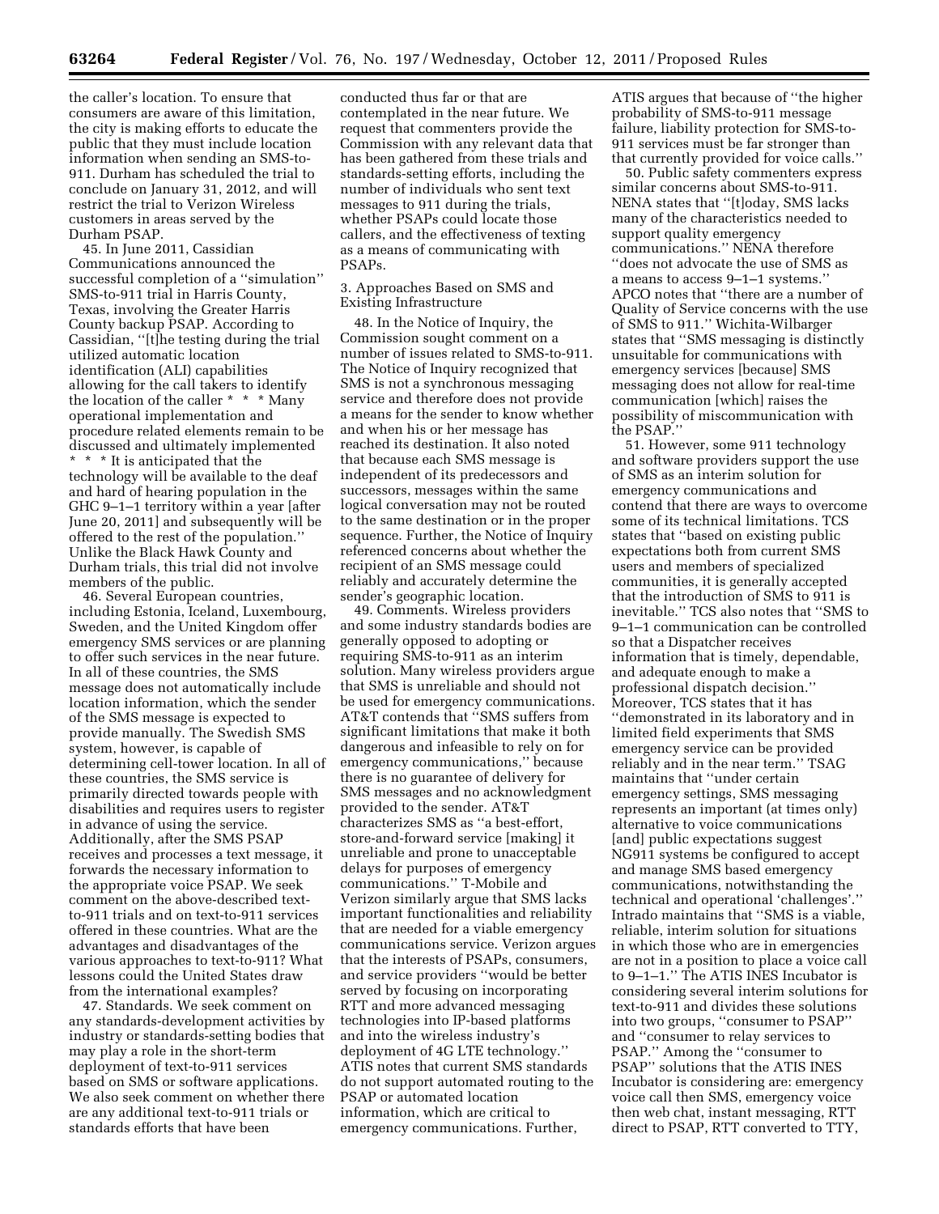the caller's location. To ensure that consumers are aware of this limitation, the city is making efforts to educate the public that they must include location information when sending an SMS-to-911. Durham has scheduled the trial to conclude on January 31, 2012, and will restrict the trial to Verizon Wireless customers in areas served by the Durham PSAP.

45. In June 2011, Cassidian Communications announced the successful completion of a ''simulation'' SMS-to-911 trial in Harris County, Texas, involving the Greater Harris County backup PSAP. According to Cassidian, ''[t]he testing during the trial utilized automatic location identification (ALI) capabilities allowing for the call takers to identify the location of the caller * * * Many operational implementation and procedure related elements remain to be discussed and ultimately implemented * * * It is anticipated that the technology will be available to the deaf and hard of hearing population in the GHC 9–1–1 territory within a year [after June 20, 2011] and subsequently will be offered to the rest of the population.'' Unlike the Black Hawk County and Durham trials, this trial did not involve members of the public.

46. Several European countries, including Estonia, Iceland, Luxembourg, Sweden, and the United Kingdom offer emergency SMS services or are planning to offer such services in the near future. In all of these countries, the SMS message does not automatically include location information, which the sender of the SMS message is expected to provide manually. The Swedish SMS system, however, is capable of determining cell-tower location. In all of these countries, the SMS service is primarily directed towards people with disabilities and requires users to register in advance of using the service. Additionally, after the SMS PSAP receives and processes a text message, it forwards the necessary information to the appropriate voice PSAP. We seek comment on the above-described text-to-911 trials and on text-to-911 services offered in these countries. What are the advantages and disadvantages of the various approaches to text-to-911? What lessons could the United States draw from the international examples?

47. Standards. We seek comment on any standards-development activities by industry or standards-setting bodies that may play a role in the short-term deployment of text-to-911 services based on SMS or software applications. We also seek comment on whether there are any additional text-to-911 trials or standards efforts that have been conducted thus far or that are contemplated in the near future. We request that commenters provide the Commission with any relevant data that has been gathered from these trials and standards-setting efforts, including the number of individuals who sent text messages to 911 during the trials, whether PSAPs could locate those callers, and the effectiveness of texting as a means of communicating with PSAPs.

3. Approaches Based on SMS and Existing Infrastructure

48. In the Notice of Inquiry, the Commission sought comment on a number of issues related to SMS-to-911. The Notice of Inquiry recognized that SMS is not a synchronous messaging service and therefore does not provide a means for the sender to know whether and when his or her message has reached its destination. It also noted that because each SMS message is independent of its predecessors and successors, messages within the same logical conversation may not be routed to the same destination or in the proper sequence. Further, the Notice of Inquiry referenced concerns about whether the recipient of an SMS message could reliably and accurately determine the sender's geographic location.

49. Comments. Wireless providers and some industry standards bodies are generally opposed to adopting or requiring SMS-to-911 as an interim solution. Many wireless providers argue that SMS is unreliable and should not be used for emergency communications. AT&T contends that ''SMS suffers from significant limitations that make it both dangerous and infeasible to rely on for emergency communications,'' because there is no guarantee of delivery for SMS messages and no acknowledgment provided to the sender. AT&T characterizes SMS as ''a best-effort, store-and-forward service [making] it unreliable and prone to unacceptable delays for purposes of emergency communications.'' T-Mobile and Verizon similarly argue that SMS lacks important functionalities and reliability that are needed for a viable emergency communications service. Verizon argues that the interests of PSAPs, consumers, and service providers ''would be better served by focusing on incorporating RTT and more advanced messaging technologies into IP-based platforms and into the wireless industry's deployment of 4G LTE technology.'' ATIS notes that current SMS standards do not support automated routing to the PSAP or automated location information, which are critical to emergency communications. Further, ATIS argues that because of ''the higher probability of SMS-to-911 message failure, liability protection for SMS-to-911 services must be far stronger than that currently provided for voice calls.''

50. Public safety commenters express similar concerns about SMS-to-911. NENA states that ''[t]oday, SMS lacks many of the characteristics needed to support quality emergency communications.'' NENA therefore ''does not advocate the use of SMS as a means to access 9–1–1 systems.'' APCO notes that ''there are a number of Quality of Service concerns with the use of SMS to 911.'' Wichita-Wilbarger states that ''SMS messaging is distinctly unsuitable for communications with emergency services [because] SMS messaging does not allow for real-time communication [which] raises the possibility of miscommunication with the PSAP.''

51. However, some 911 technology and software providers support the use of SMS as an interim solution for emergency communications and contend that there are ways to overcome some of its technical limitations. TCS states that ''based on existing public expectations both from current SMS users and members of specialized communities, it is generally accepted that the introduction of SMS to 911 is inevitable.'' TCS also notes that ''SMS to 9–1–1 communication can be controlled so that a Dispatcher receives information that is timely, dependable, and adequate enough to make a professional dispatch decision.'' Moreover, TCS states that it has ''demonstrated in its laboratory and in limited field experiments that SMS emergency service can be provided reliably and in the near term.'' TSAG maintains that ''under certain emergency settings, SMS messaging represents an important (at times only) alternative to voice communications [and] public expectations suggest NG911 systems be configured to accept and manage SMS based emergency communications, notwithstanding the technical and operational 'challenges'.'' Intrado maintains that ''SMS is a viable, reliable, interim solution for situations in which those who are in emergencies are not in a position to place a voice call to 9–1–1.'' The ATIS INES Incubator is considering several interim solutions for text-to-911 and divides these solutions into two groups, ''consumer to PSAP'' and ''consumer to relay services to PSAP.'' Among the ''consumer to PSAP'' solutions that the ATIS INES Incubator is considering are: emergency voice call then SMS, emergency voice then web chat, instant messaging, RTT direct to PSAP, RTT converted to TTY,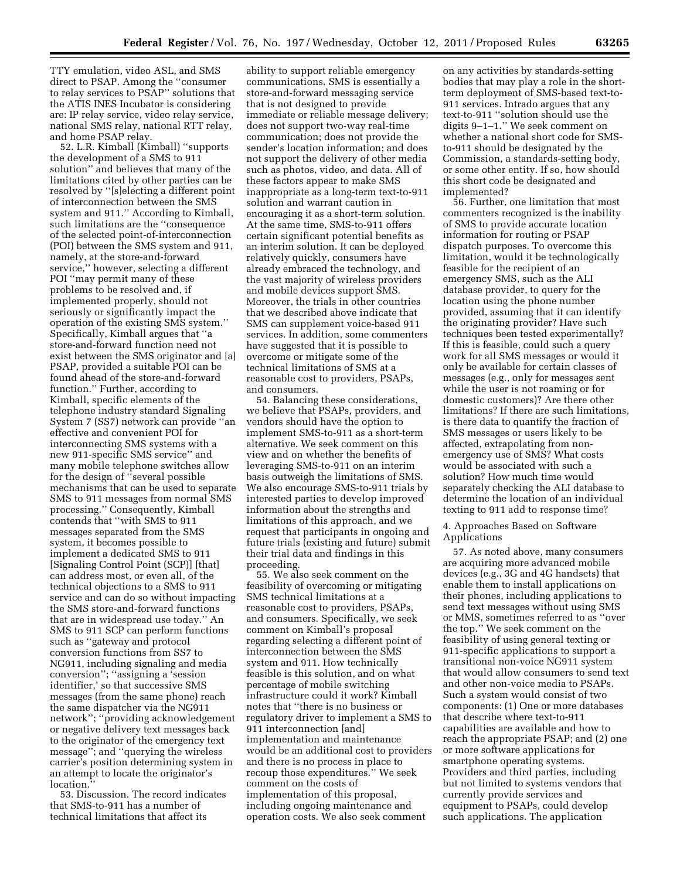TTY emulation, video ASL, and SMS direct to PSAP. Among the ''consumer to relay services to PSAP'' solutions that the ATIS INES Incubator is considering are: IP relay service, video relay service, national SMS relay, national RTT relay, and home PSAP relay.

52. L.R. Kimball (Kimball) ''supports the development of a SMS to 911 solution'' and believes that many of the limitations cited by other parties can be resolved by ''[s]electing a different point of interconnection between the SMS system and 911.'' According to Kimball, such limitations are the ''consequence of the selected point-of-interconnection (POI) between the SMS system and 911, namely, at the store-and-forward service,'' however, selecting a different POI ''may permit many of these problems to be resolved and, if implemented properly, should not seriously or significantly impact the operation of the existing SMS system.'' Specifically, Kimball argues that ''a store-and-forward function need not exist between the SMS originator and [a] PSAP, provided a suitable POI can be found ahead of the store-and-forward function.'' Further, according to Kimball, specific elements of the telephone industry standard Signaling System 7 (SS7) network can provide ''an effective and convenient POI for interconnecting SMS systems with a new 911-specific SMS service'' and many mobile telephone switches allow for the design of ''several possible mechanisms that can be used to separate SMS to 911 messages from normal SMS processing.'' Consequently, Kimball contends that ''with SMS to 911 messages separated from the SMS system, it becomes possible to implement a dedicated SMS to 911 [Signaling Control Point (SCP)] [that] can address most, or even all, of the technical objections to a SMS to 911 service and can do so without impacting the SMS store-and-forward functions that are in widespread use today.'' An SMS to 911 SCP can perform functions such as ''gateway and protocol conversion functions from SS7 to NG911, including signaling and media conversion''; ''assigning a 'session identifier,' so that successive SMS messages (from the same phone) reach the same dispatcher via the NG911 network''; ''providing acknowledgement or negative delivery text messages back to the originator of the emergency text message''; and ''querying the wireless carrier's position determining system in an attempt to locate the originator's location.''

53. *Discussion.* The record indicates that SMS-to-911 has a number of technical limitations that affect its ability to support reliable emergency communications. SMS is essentially a store-and-forward messaging service that is not designed to provide immediate or reliable message delivery; does not support two-way real-time communication; does not provide the sender's location information; and does not support the delivery of other media such as photos, video, and data. All of these factors appear to make SMS inappropriate as a long-term text-to-911 solution and warrant caution in encouraging it as a short-term solution. At the same time, SMS-to-911 offers certain significant potential benefits as an interim solution. It can be deployed relatively quickly, consumers have already embraced the technology, and the vast majority of wireless providers and mobile devices support SMS. Moreover, the trials in other countries that we described above indicate that SMS can supplement voice-based 911 services. In addition, some commenters have suggested that it is possible to overcome or mitigate some of the technical limitations of SMS at a reasonable cost to providers, PSAPs, and consumers.

54. Balancing these considerations, we believe that PSAPs, providers, and vendors should have the option to implement SMS-to-911 as a short-term alternative. We seek comment on this view and on whether the benefits of leveraging SMS-to-911 on an interim basis outweigh the limitations of SMS. We also encourage SMS-to-911 trials by interested parties to develop improved information about the strengths and limitations of this approach, and we request that participants in ongoing and future trials (existing and future) submit their trial data and findings in this proceeding.

55. We also seek comment on the feasibility of overcoming or mitigating SMS technical limitations at a reasonable cost to providers, PSAPs, and consumers. Specifically, we seek comment on Kimball's proposal regarding selecting a different point of interconnection between the SMS system and 911. How technically feasible is this solution, and on what percentage of mobile switching infrastructure could it work? Kimball notes that ''there is no business or regulatory driver to implement a SMS to 911 interconnection [and] implementation and maintenance would be an additional cost to providers and there is no process in place to recoup those expenditures.'' We seek comment on the costs of implementation of this proposal, including ongoing maintenance and operation costs. We also seek comment on any activities by standards-setting bodies that may play a role in the short-term deployment of SMS-based text-to-911 services. Intrado argues that any text-to-911 ''solution should use the digits 9–1–1.'' We seek comment on whether a national short code for SMS-to-911 should be designated by the Commission, a standards-setting body, or some other entity. If so, how should this short code be designated and implemented?

56. Further, one limitation that most commenters recognized is the inability of SMS to provide accurate location information for routing or PSAP dispatch purposes. To overcome this limitation, would it be technologically feasible for the recipient of an emergency SMS, such as the ALI database provider, to query for the location using the phone number provided, assuming that it can identify the originating provider? Have such techniques been tested experimentally? If this is feasible, could such a query work for all SMS messages or would it only be available for certain classes of messages (e.g., only for messages sent while the user is not roaming or for domestic customers)? Are there other limitations? If there are such limitations, is there data to quantify the fraction of SMS messages or users likely to be affected, extrapolating from non-emergency use of SMS? What costs would be associated with such a solution? How much time would separately checking the ALI database to determine the location of an individual texting to 911 add to response time?

4. Approaches Based on Software Applications

57. As noted above, many consumers are acquiring more advanced mobile devices (e.g., 3G and 4G handsets) that enable them to install applications on their phones, including applications to send text messages without using SMS or MMS, sometimes referred to as ''over the top.'' We seek comment on the feasibility of using general texting or 911-specific applications to support a transitional non-voice NG911 system that would allow consumers to send text and other non-voice media to PSAPs. Such a system would consist of two components: (1) One or more databases that describe where text-to-911 capabilities are available and how to reach the appropriate PSAP; and (2) one or more software applications for smartphone operating systems. Providers and third parties, including but not limited to systems vendors that currently provide services and equipment to PSAPs, could develop such applications. The application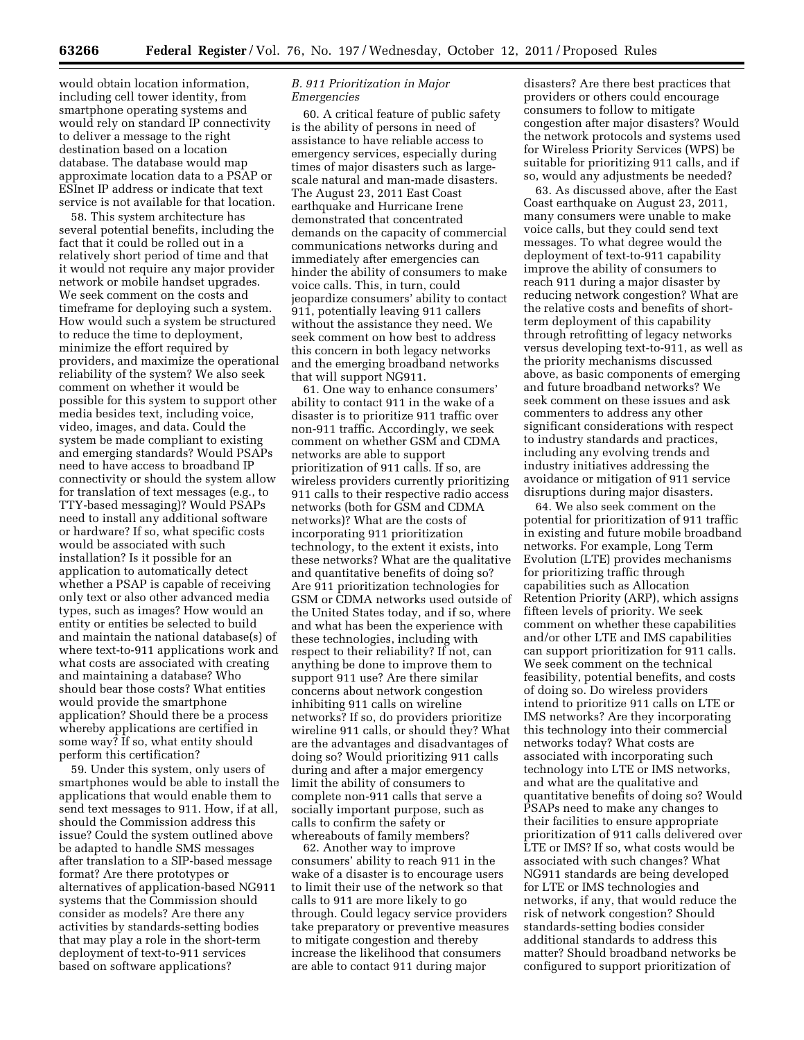would obtain location information, including cell tower identity, from smartphone operating systems and would rely on standard IP connectivity to deliver a message to the right destination based on a location database. The database would map approximate location data to a PSAP or ESInet IP address or indicate that text service is not available for that location.

58. This system architecture has several potential benefits, including the fact that it could be rolled out in a relatively short period of time and that it would not require any major provider network or mobile handset upgrades. We seek comment on the costs and timeframe for deploying such a system. How would such a system be structured to reduce the time to deployment, minimize the effort required by providers, and maximize the operational reliability of the system? We also seek comment on whether it would be possible for this system to support other media besides text, including voice, video, images, and data. Could the system be made compliant to existing and emerging standards? Would PSAPs need to have access to broadband IP connectivity or should the system allow for translation of text messages (e.g., to TTY-based messaging)? Would PSAPs need to install any additional software or hardware? If so, what specific costs would be associated with such installation? Is it possible for an application to automatically detect whether a PSAP is capable of receiving only text or also other advanced media types, such as images? How would an entity or entities be selected to build and maintain the national database(s) of where text-to-911 applications work and what costs are associated with creating and maintaining a database? Who should bear those costs? What entities would provide the smartphone application? Should there be a process whereby applications are certified in some way? If so, what entity should perform this certification?

59. Under this system, only users of smartphones would be able to install the applications that would enable them to send text messages to 911. How, if at all, should the Commission address this issue? Could the system outlined above be adapted to handle SMS messages after translation to a SIP-based message format? Are there prototypes or alternatives of application-based NG911 systems that the Commission should consider as models? Are there any activities by standards-setting bodies that may play a role in the short-term deployment of text-to-911 services based on software applications?

### B. 911 Prioritization in Major Emergencies

60. A critical feature of public safety is the ability of persons in need of assistance to have reliable access to emergency services, especially during times of major disasters such as large-scale natural and man-made disasters. The August 23, 2011 East Coast earthquake and Hurricane Irene demonstrated that concentrated demands on the capacity of commercial communications networks during and immediately after emergencies can hinder the ability of consumers to make voice calls. This, in turn, could jeopardize consumers' ability to contact 911, potentially leaving 911 callers without the assistance they need. We seek comment on how best to address this concern in both legacy networks and the emerging broadband networks that will support NG911.

61. One way to enhance consumers' ability to contact 911 in the wake of a disaster is to prioritize 911 traffic over non-911 traffic. Accordingly, we seek comment on whether GSM and CDMA networks are able to support prioritization of 911 calls. If so, are wireless providers currently prioritizing 911 calls to their respective radio access networks (both for GSM and CDMA networks)? What are the costs of incorporating 911 prioritization technology, to the extent it exists, into these networks? What are the qualitative and quantitative benefits of doing so? Are 911 prioritization technologies for GSM or CDMA networks used outside of the United States today, and if so, where and what has been the experience with these technologies, including with respect to their reliability? If not, can anything be done to improve them to support 911 use? Are there similar concerns about network congestion inhibiting 911 calls on wireline networks? If so, do providers prioritize wireline 911 calls, or should they? What are the advantages and disadvantages of doing so? Would prioritizing 911 calls during and after a major emergency limit the ability of consumers to complete non-911 calls that serve a socially important purpose, such as calls to confirm the safety or whereabouts of family members?

62. Another way to improve consumers' ability to reach 911 in the wake of a disaster is to encourage users to limit their use of the network so that calls to 911 are more likely to go through. Could legacy service providers take preparatory or preventive measures to mitigate congestion and thereby increase the likelihood that consumers are able to contact 911 during major disasters? Are there best practices that providers or others could encourage consumers to follow to mitigate congestion after major disasters? Would the network protocols and systems used for Wireless Priority Services (WPS) be suitable for prioritizing 911 calls, and if so, would any adjustments be needed?

63. As discussed above, after the East Coast earthquake on August 23, 2011, many consumers were unable to make voice calls, but they could send text messages. To what degree would the deployment of text-to-911 capability improve the ability of consumers to reach 911 during a major disaster by reducing network congestion? What are the relative costs and benefits of short-term deployment of this capability through retrofitting of legacy networks versus developing text-to-911, as well as the priority mechanisms discussed above, as basic components of emerging and future broadband networks? We seek comment on these issues and ask commenters to address any other significant considerations with respect to industry standards and practices, including any evolving trends and industry initiatives addressing the avoidance or mitigation of 911 service disruptions during major disasters.

64. We also seek comment on the potential for prioritization of 911 traffic in existing and future mobile broadband networks. For example, Long Term Evolution (LTE) provides mechanisms for prioritizing traffic through capabilities such as Allocation Retention Priority (ARP), which assigns fifteen levels of priority. We seek comment on whether these capabilities and/or other LTE and IMS capabilities can support prioritization for 911 calls. We seek comment on the technical feasibility, potential benefits, and costs of doing so. Do wireless providers intend to prioritize 911 calls on LTE or IMS networks? Are they incorporating this technology into their commercial networks today? What costs are associated with incorporating such technology into LTE or IMS networks, and what are the qualitative and quantitative benefits of doing so? Would PSAPs need to make any changes to their facilities to ensure appropriate prioritization of 911 calls delivered over LTE or IMS? If so, what costs would be associated with such changes? What NG911 standards are being developed for LTE or IMS technologies and networks, if any, that would reduce the risk of network congestion? Should standards-setting bodies consider additional standards to address this matter? Should broadband networks be configured to support prioritization of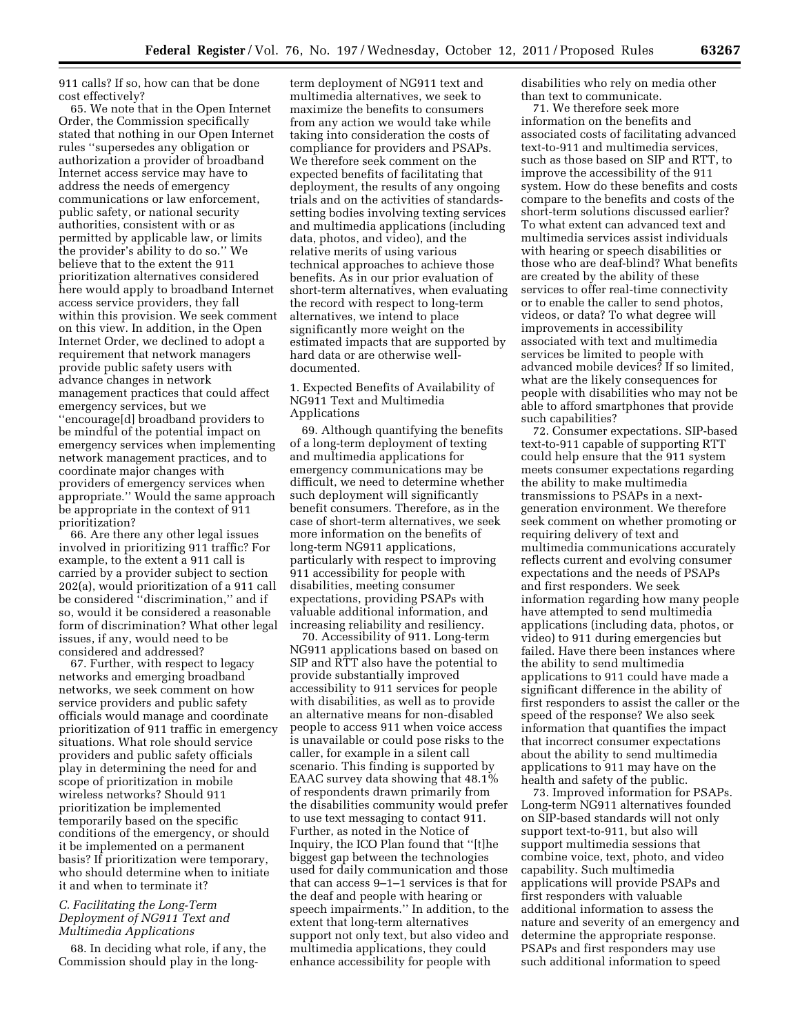911 calls? If so, how can that be done cost effectively?

65. We note that in the Open Internet Order, the Commission specifically stated that nothing in our Open Internet rules ''supersedes any obligation or authorization a provider of broadband Internet access service may have to address the needs of emergency communications or law enforcement, public safety, or national security authorities, consistent with or as permitted by applicable law, or limits the provider's ability to do so.'' We believe that to the extent the 911 prioritization alternatives considered here would apply to broadband Internet access service providers, they fall within this provision. We seek comment on this view. In addition, in the Open Internet Order, we declined to adopt a requirement that network managers provide public safety users with advance changes in network management practices that could affect emergency services, but we ''encourage[d] broadband providers to be mindful of the potential impact on emergency services when implementing network management practices, and to coordinate major changes with providers of emergency services when appropriate.'' Would the same approach be appropriate in the context of 911 prioritization?

66. Are there any other legal issues involved in prioritizing 911 traffic? For example, to the extent a 911 call is carried by a provider subject to section 202(a), would prioritization of a 911 call be considered ''discrimination,'' and if so, would it be considered a reasonable form of discrimination? What other legal issues, if any, would need to be considered and addressed?

67. Further, with respect to legacy networks and emerging broadband networks, we seek comment on how service providers and public safety officials would manage and coordinate prioritization of 911 traffic in emergency situations. What role should service providers and public safety officials play in determining the need for and scope of prioritization in mobile wireless networks? Should 911 prioritization be implemented temporarily based on the specific conditions of the emergency, or should it be implemented on a permanent basis? If prioritization were temporary, who should determine when to initiate it and when to terminate it?

### *C. Facilitating the Long-Term Deployment of NG911 Text and Multimedia Applications*

68. In deciding what role, if any, the Commission should play in the long-term deployment of NG911 text and multimedia alternatives, we seek to maximize the benefits to consumers from any action we would take while taking into consideration the costs of compliance for providers and PSAPs. We therefore seek comment on the expected benefits of facilitating that deployment, the results of any ongoing trials and on the activities of standards-setting bodies involving texting services and multimedia applications (including data, photos, and video), and the relative merits of using various technical approaches to achieve those benefits. As in our prior evaluation of short-term alternatives, when evaluating the record with respect to long-term alternatives, we intend to place significantly more weight on the estimated impacts that are supported by hard data or are otherwise well-documented.

#### 1. Expected Benefits of Availability of NG911 Text and Multimedia Applications

69. Although quantifying the benefits of a long-term deployment of texting and multimedia applications for emergency communications may be difficult, we need to determine whether such deployment will significantly benefit consumers. Therefore, as in the case of short-term alternatives, we seek more information on the benefits of long-term NG911 applications, particularly with respect to improving 911 accessibility for people with disabilities, meeting consumer expectations, providing PSAPs with valuable additional information, and increasing reliability and resiliency.

70. Accessibility of 911. Long-term NG911 applications based on based on SIP and RTT also have the potential to provide substantially improved accessibility to 911 services for people with disabilities, as well as to provide an alternative means for non-disabled people to access 911 when voice access is unavailable or could pose risks to the caller, for example in a silent call scenario. This finding is supported by EAAC survey data showing that 48.1% of respondents drawn primarily from the disabilities community would prefer to use text messaging to contact 911. Further, as noted in the Notice of Inquiry, the ICO Plan found that ''[t]he biggest gap between the technologies used for daily communication and those that can access 9–1–1 services is that for the deaf and people with hearing or speech impairments.'' In addition, to the extent that long-term alternatives support not only text, but also video and multimedia applications, they could enhance accessibility for people with disabilities who rely on media other than text to communicate.

71. We therefore seek more information on the benefits and associated costs of facilitating advanced text-to-911 and multimedia services, such as those based on SIP and RTT, to improve the accessibility of the 911 system. How do these benefits and costs compare to the benefits and costs of the short-term solutions discussed earlier? To what extent can advanced text and multimedia services assist individuals with hearing or speech disabilities or those who are deaf-blind? What benefits are created by the ability of these services to offer real-time connectivity or to enable the caller to send photos, videos, or data? To what degree will improvements in accessibility associated with text and multimedia services be limited to people with advanced mobile devices? If so limited, what are the likely consequences for people with disabilities who may not be able to afford smartphones that provide such capabilities?

72. Consumer expectations. SIP-based text-to-911 capable of supporting RTT could help ensure that the 911 system meets consumer expectations regarding the ability to make multimedia transmissions to PSAPs in a next-generation environment. We therefore seek comment on whether promoting or requiring delivery of text and multimedia communications accurately reflects current and evolving consumer expectations and the needs of PSAPs and first responders. We seek information regarding how many people have attempted to send multimedia applications (including data, photos, or video) to 911 during emergencies but failed. Have there been instances where the ability to send multimedia applications to 911 could have made a significant difference in the ability of first responders to assist the caller or the speed of the response? We also seek information that quantifies the impact that incorrect consumer expectations about the ability to send multimedia applications to 911 may have on the health and safety of the public.

73. Improved information for PSAPs. Long-term NG911 alternatives founded on SIP-based standards will not only support text-to-911, but also will support multimedia sessions that combine voice, text, photo, and video capability. Such multimedia applications will provide PSAPs and first responders with valuable additional information to assess the nature and severity of an emergency and determine the appropriate response. PSAPs and first responders may use such additional information to speed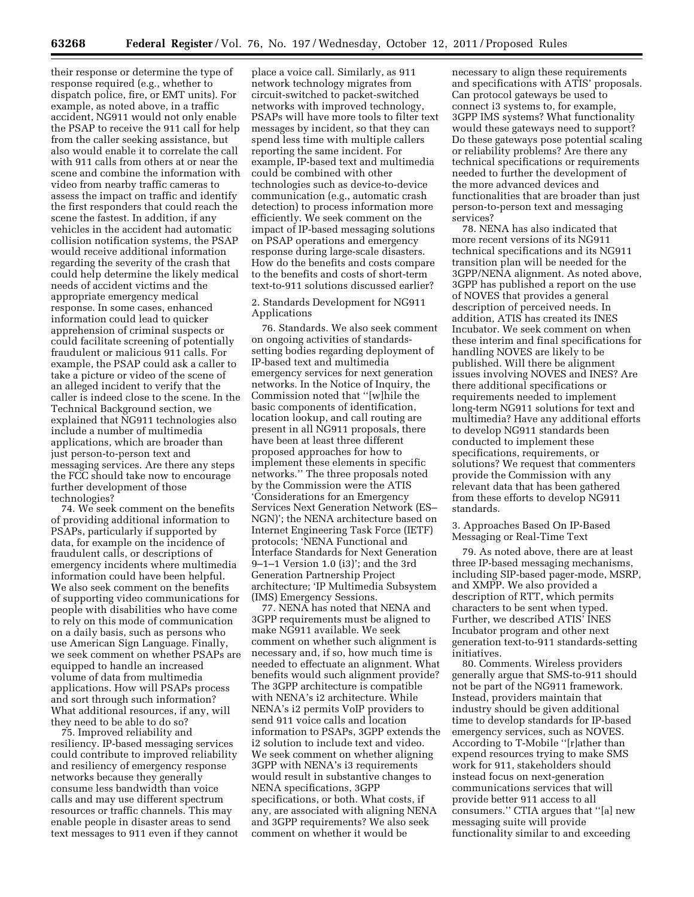their response or determine the type of response required (e.g., whether to dispatch police, fire, or EMT units). For example, as noted above, in a traffic accident, NG911 would not only enable the PSAP to receive the 911 call for help from the caller seeking assistance, but also would enable it to correlate the call with 911 calls from others at or near the scene and combine the information with video from nearby traffic cameras to assess the impact on traffic and identify the first responders that could reach the scene the fastest. In addition, if any vehicles in the accident had automatic collision notification systems, the PSAP would receive additional information regarding the severity of the crash that could help determine the likely medical needs of accident victims and the appropriate emergency medical response. In some cases, enhanced information could lead to quicker apprehension of criminal suspects or could facilitate screening of potentially fraudulent or malicious 911 calls. For example, the PSAP could ask a caller to take a picture or video of the scene of an alleged incident to verify that the caller is indeed close to the scene. In the Technical Background section, we explained that NG911 technologies also include a number of multimedia applications, which are broader than just person-to-person text and messaging services. Are there any steps the FCC should take now to encourage further development of those technologies?

74. We seek comment on the benefits of providing additional information to PSAPs, particularly if supported by data, for example on the incidence of fraudulent calls, or descriptions of emergency incidents where multimedia information could have been helpful. We also seek comment on the benefits of supporting video communications for people with disabilities who have come to rely on this mode of communication on a daily basis, such as persons who use American Sign Language. Finally, we seek comment on whether PSAPs are equipped to handle an increased volume of data from multimedia applications. How will PSAPs process and sort through such information? What additional resources, if any, will they need to be able to do so?

75. Improved reliability and resiliency. IP-based messaging services could contribute to improved reliability and resiliency of emergency response networks because they generally consume less bandwidth than voice calls and may use different spectrum resources or traffic channels. This may enable people in disaster areas to send text messages to 911 even if they cannot place a voice call. Similarly, as 911 network technology migrates from circuit-switched to packet-switched networks with improved technology, PSAPs will have more tools to filter text messages by incident, so that they can spend less time with multiple callers reporting the same incident. For example, IP-based text and multimedia could be combined with other technologies such as device-to-device communication (e.g., automatic crash detection) to process information more efficiently. We seek comment on the impact of IP-based messaging solutions on PSAP operations and emergency response during large-scale disasters. How do the benefits and costs compare to the benefits and costs of short-term text-to-911 solutions discussed earlier?

2. Standards Development for NG911 Applications

76. Standards. We also seek comment on ongoing activities of standards-setting bodies regarding deployment of IP-based text and multimedia emergency services for next generation networks. In the Notice of Inquiry, the Commission noted that ''[w]hile the basic components of identification, location lookup, and call routing are present in all NG911 proposals, there have been at least three different proposed approaches for how to implement these elements in specific networks.'' The three proposals noted by the Commission were the ATIS 'Considerations for an Emergency Services Next Generation Network (ES–NGN)'; the NENA architecture based on Internet Engineering Task Force (IETF) protocols; 'NENA Functional and Interface Standards for Next Generation 9–1–1 Version 1.0 (i3)'; and the 3rd Generation Partnership Project architecture; 'IP Multimedia Subsystem (IMS) Emergency Sessions.

77. NENA has noted that NENA and 3GPP requirements must be aligned to make NG911 available. We seek comment on whether such alignment is necessary and, if so, how much time is needed to effectuate an alignment. What benefits would such alignment provide? The 3GPP architecture is compatible with NENA's i2 architecture. While NENA's i2 permits VoIP providers to send 911 voice calls and location information to PSAPs, 3GPP extends the i2 solution to include text and video. We seek comment on whether aligning 3GPP with NENA's i3 requirements would result in substantive changes to NENA specifications, 3GPP specifications, or both. What costs, if any, are associated with aligning NENA and 3GPP requirements? We also seek comment on whether it would be necessary to align these requirements and specifications with ATIS' proposals. Can protocol gateways be used to connect i3 systems to, for example, 3GPP IMS systems? What functionality would these gateways need to support? Do these gateways pose potential scaling or reliability problems? Are there any technical specifications or requirements needed to further the development of the more advanced devices and functionalities that are broader than just person-to-person text and messaging services?

78. NENA has also indicated that more recent versions of its NG911 technical specifications and its NG911 transition plan will be needed for the 3GPP/NENA alignment. As noted above, 3GPP has published a report on the use of NOVES that provides a general description of perceived needs. In addition, ATIS has created its INES Incubator. We seek comment on when these interim and final specifications for handling NOVES are likely to be published. Will there be alignment issues involving NOVES and INES? Are there additional specifications or requirements needed to implement long-term NG911 solutions for text and multimedia? Have any additional efforts to develop NG911 standards been conducted to implement these specifications, requirements, or solutions? We request that commenters provide the Commission with any relevant data that has been gathered from these efforts to develop NG911 standards.

3. Approaches Based On IP-Based Messaging or Real-Time Text

79. As noted above, there are at least three IP-based messaging mechanisms, including SIP-based pager-mode, MSRP, and XMPP. We also provided a description of RTT, which permits characters to be sent when typed. Further, we described ATIS' INES Incubator program and other next generation text-to-911 standards-setting initiatives.

80. Comments. Wireless providers generally argue that SMS-to-911 should not be part of the NG911 framework. Instead, providers maintain that industry should be given additional time to develop standards for IP-based emergency services, such as NOVES. According to T-Mobile ''[r]ather than expend resources trying to make SMS work for 911, stakeholders should instead focus on next-generation communications services that will provide better 911 access to all consumers.'' CTIA argues that ''[a] new messaging suite will provide functionality similar to and exceeding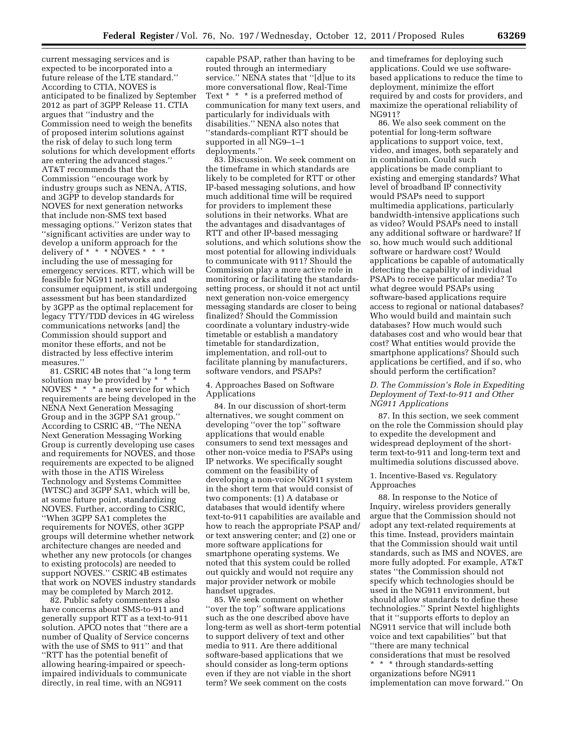current messaging services and is expected to be incorporated into a future release of the LTE standard.'' According to CTIA, NOVES is anticipated to be finalized by September 2012 as part of 3GPP Release 11. CTIA argues that ''industry and the Commission need to weigh the benefits of proposed interim solutions against the risk of delay to such long term solutions for which development efforts are entering the advanced stages.'' AT&T recommends that the Commission ''encourage work by industry groups such as NENA, ATIS, and 3GPP to develop standards for NOVES for next generation networks that include non-SMS text based messaging options.'' Verizon states that ''significant activities are under way to develop a uniform approach for the delivery of * * * NOVES * * * including the use of messaging for emergency services. RTT, which will be feasible for NG911 networks and consumer equipment, is still undergoing assessment but has been standardized by 3GPP as the optimal replacement for legacy TTY/TDD devices in 4G wireless communications networks [and] the Commission should support and monitor these efforts, and not be distracted by less effective interim measures.''

81. CSRIC 4B notes that ''a long term solution may be provided by * * * NOVES * * * a new service for which requirements are being developed in the NENA Next Generation Messaging Group and in the 3GPP SA1 group.'' According to CSRIC 4B, ''The NENA Next Generation Messaging Working Group is currently developing use cases and requirements for NOVES, and those requirements are expected to be aligned with those in the ATIS Wireless Technology and Systems Committee (WTSC) and 3GPP SA1, which will be, at some future point, standardizing NOVES. Further, according to CSRIC, ''When 3GPP SA1 completes the requirements for NOVES, other 3GPP groups will determine whether network architecture changes are needed and whether any new protocols (or changes to existing protocols) are needed to support NOVES.'' CSRIC 4B estimates that work on NOVES industry standards may be completed by March 2012.

82. Public safety commenters also have concerns about SMS-to-911 and generally support RTT as a text-to-911 solution. APCO notes that ''there are a number of Quality of Service concerns with the use of SMS to 911'' and that ''RTT has the potential benefit of allowing hearing-impaired or speech-impaired individuals to communicate directly, in real time, with an NG911 capable PSAP, rather than having to be routed through an intermediary service.'' NENA states that ''[d]ue to its more conversational flow, Real-Time Text * * * is a preferred method of communication for many text users, and particularly for individuals with disabilities.'' NENA also notes that ''standards-compliant RTT should be supported in all NG9–1–1 deployments.''

83. Discussion. We seek comment on the timeframe in which standards are likely to be completed for RTT or other IP-based messaging solutions, and how much additional time will be required for providers to implement these solutions in their networks. What are the advantages and disadvantages of RTT and other IP-based messaging solutions, and which solutions show the most potential for allowing individuals to communicate with 911? Should the Commission play a more active role in monitoring or facilitating the standards-setting process, or should it not act until next generation non-voice emergency messaging standards are closer to being finalized? Should the Commission coordinate a voluntary industry-wide timetable or establish a mandatory timetable for standardization, implementation, and roll-out to facilitate planning by manufacturers, software vendors, and PSAPs?

4. Approaches Based on Software Applications

84. In our discussion of short-term alternatives, we sought comment on developing ''over the top'' software applications that would enable consumers to send text messages and other non-voice media to PSAPs using IP networks. We specifically sought comment on the feasibility of developing a non-voice NG911 system in the short term that would consist of two components: (1) A database or databases that would identify where text-to-911 capabilities are available and how to reach the appropriate PSAP and/or text answering center; and (2) one or more software applications for smartphone operating systems. We noted that this system could be rolled out quickly and would not require any major provider network or mobile handset upgrades.

85. We seek comment on whether ''over the top'' software applications such as the one described above have long-term as well as short-term potential to support delivery of text and other media to 911. Are there additional software-based applications that we should consider as long-term options even if they are not viable in the short term? We seek comment on the costs and timeframes for deploying such applications. Could we use software-based applications to reduce the time to deployment, minimize the effort required by and costs for providers, and maximize the operational reliability of NG911?

86. We also seek comment on the potential for long-term software applications to support voice, text, video, and images, both separately and in combination. Could such applications be made compliant to existing and emerging standards? What level of broadband IP connectivity would PSAPs need to support multimedia applications, particularly bandwidth-intensive applications such as video? Would PSAPs need to install any additional software or hardware? If so, how much would such additional software or hardware cost? Would applications be capable of automatically detecting the capability of individual PSAPs to receive particular media? To what degree would PSAPs using software-based applications require access to regional or national databases? Who would build and maintain such databases? How much would such databases cost and who would bear that cost? What entities would provide the smartphone applications? Should such applications be certified, and if so, who should perform the certification?

### *D. The Commission's Role in Expediting Deployment of Text-to-911 and Other NG911 Applications*

87. In this section, we seek comment on the role the Commission should play to expedite the development and widespread deployment of the short-term text-to-911 and long-term text and multimedia solutions discussed above.

1. Incentive-Based vs. Regulatory Approaches

88. In response to the Notice of Inquiry, wireless providers generally argue that the Commission should not adopt any text-related requirements at this time. Instead, providers maintain that the Commission should wait until standards, such as IMS and NOVES, are more fully adopted. For example, AT&T states ''the Commission should not specify which technologies should be used in the NG911 environment, but should allow standards to define these technologies.'' Sprint Nextel highlights that it ''supports efforts to deploy an NG911 service that will include both voice and text capabilities'' but that ''there are many technical considerations that must be resolved * * * through standards-setting organizations before NG911 implementation can move forward.'' On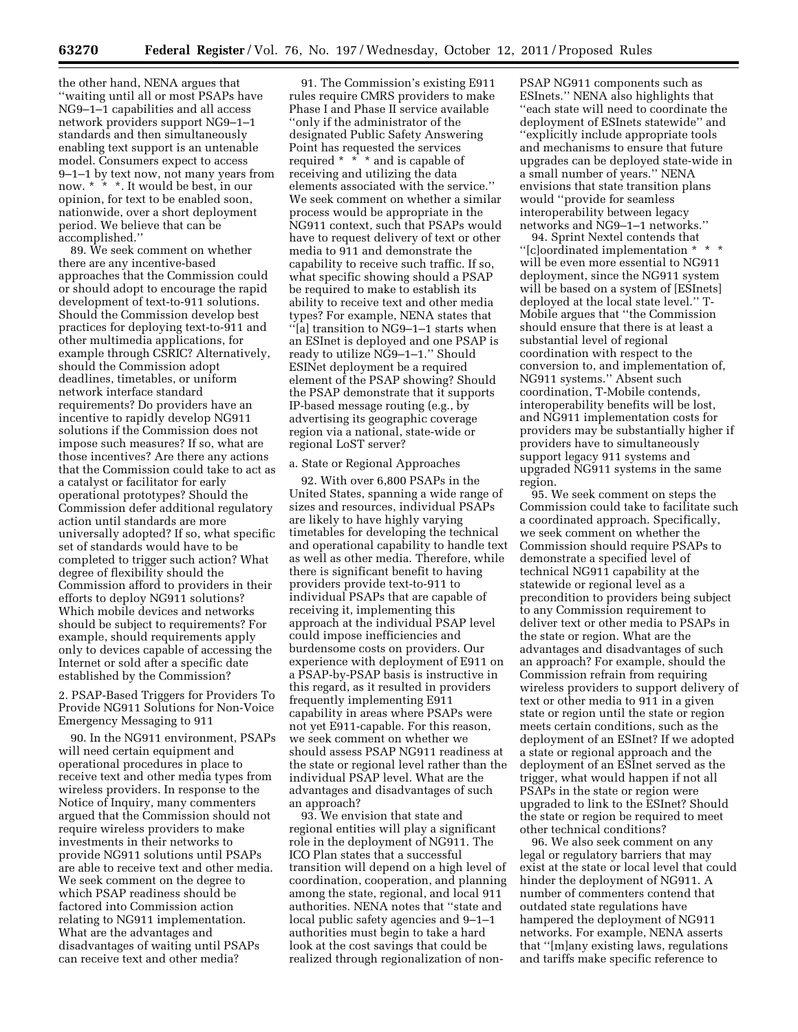the other hand, NENA argues that ''waiting until all or most PSAPs have NG9–1–1 capabilities and all access network providers support NG9–1–1 standards and then simultaneously enabling text support is an untenable model. Consumers expect to access 9–1–1 by text now, not many years from now. * * *. It would be best, in our opinion, for text to be enabled soon, nationwide, over a short deployment period. We believe that can be accomplished.''

89. We seek comment on whether there are any incentive-based approaches that the Commission could or should adopt to encourage the rapid development of text-to-911 solutions. Should the Commission develop best practices for deploying text-to-911 and other multimedia applications, for example through CSRIC? Alternatively, should the Commission adopt deadlines, timetables, or uniform network interface standard requirements? Do providers have an incentive to rapidly develop NG911 solutions if the Commission does not impose such measures? If so, what are those incentives? Are there any actions that the Commission could take to act as a catalyst or facilitator for early operational prototypes? Should the Commission defer additional regulatory action until standards are more universally adopted? If so, what specific set of standards would have to be completed to trigger such action? What degree of flexibility should the Commission afford to providers in their efforts to deploy NG911 solutions? Which mobile devices and networks should be subject to requirements? For example, should requirements apply only to devices capable of accessing the Internet or sold after a specific date established by the Commission?

### 2. PSAP-Based Triggers for Providers To Provide NG911 Solutions for Non-Voice Emergency Messaging to 911

90. In the NG911 environment, PSAPs will need certain equipment and operational procedures in place to receive text and other media types from wireless providers. In response to the Notice of Inquiry, many commenters argued that the Commission should not require wireless providers to make investments in their networks to provide NG911 solutions until PSAPs are able to receive text and other media. We seek comment on the degree to which PSAP readiness should be factored into Commission action relating to NG911 implementation. What are the advantages and disadvantages of waiting until PSAPs can receive text and other media?

91. The Commission's existing E911 rules require CMRS providers to make Phase I and Phase II service available ''only if the administrator of the designated Public Safety Answering Point has requested the services required * * * and is capable of receiving and utilizing the data elements associated with the service.'' We seek comment on whether a similar process would be appropriate in the NG911 context, such that PSAPs would have to request delivery of text or other media to 911 and demonstrate the capability to receive such traffic. If so, what specific showing should a PSAP be required to make to establish its ability to receive text and other media types? For example, NENA states that ''[a] transition to NG9–1–1 starts when an ESInet is deployed and one PSAP is ready to utilize NG9–1–1.'' Should ESINet deployment be a required element of the PSAP showing? Should the PSAP demonstrate that it supports IP-based message routing (e.g., by advertising its geographic coverage region via a national, state-wide or regional LoST server?

#### a. State or Regional Approaches

92. With over 6,800 PSAPs in the United States, spanning a wide range of sizes and resources, individual PSAPs are likely to have highly varying timetables for developing the technical and operational capability to handle text as well as other media. Therefore, while there is significant benefit to having providers provide text-to-911 to individual PSAPs that are capable of receiving it, implementing this approach at the individual PSAP level could impose inefficiencies and burdensome costs on providers. Our experience with deployment of E911 on a PSAP-by-PSAP basis is instructive in this regard, as it resulted in providers frequently implementing E911 capability in areas where PSAPs were not yet E911-capable. For this reason, we seek comment on whether we should assess PSAP NG911 readiness at the state or regional level rather than the individual PSAP level. What are the advantages and disadvantages of such an approach?

93. We envision that state and regional entities will play a significant role in the deployment of NG911. The ICO Plan states that a successful transition will depend on a high level of coordination, cooperation, and planning among the state, regional, and local 911 authorities. NENA notes that ''state and local public safety agencies and 9–1–1 authorities must begin to take a hard look at the cost savings that could be realized through regionalization of non-PSAP NG911 components such as ESInets.'' NENA also highlights that ''each state will need to coordinate the deployment of ESInets statewide'' and ''explicitly include appropriate tools and mechanisms to ensure that future upgrades can be deployed state-wide in a small number of years.'' NENA envisions that state transition plans would ''provide for seamless interoperability between legacy networks and NG9–1–1 networks.''

94. Sprint Nextel contends that ''[c]oordinated implementation * * * will be even more essential to NG911 deployment, since the NG911 system will be based on a system of [ESInets] deployed at the local state level.'' T-Mobile argues that ''the Commission should ensure that there is at least a substantial level of regional coordination with respect to the conversion to, and implementation of, NG911 systems.'' Absent such coordination, T-Mobile contends, interoperability benefits will be lost, and NG911 implementation costs for providers may be substantially higher if providers have to simultaneously support legacy 911 systems and upgraded NG911 systems in the same region.

95. We seek comment on steps the Commission could take to facilitate such a coordinated approach. Specifically, we seek comment on whether the Commission should require PSAPs to demonstrate a specified level of technical NG911 capability at the statewide or regional level as a precondition to providers being subject to any Commission requirement to deliver text or other media to PSAPs in the state or region. What are the advantages and disadvantages of such an approach? For example, should the Commission refrain from requiring wireless providers to support delivery of text or other media to 911 in a given state or region until the state or region meets certain conditions, such as the deployment of an ESInet? If we adopted a state or regional approach and the deployment of an ESInet served as the trigger, what would happen if not all PSAPs in the state or region were upgraded to link to the ESInet? Should the state or region be required to meet other technical conditions?

96. We also seek comment on any legal or regulatory barriers that may exist at the state or local level that could hinder the deployment of NG911. A number of commenters contend that outdated state regulations have hampered the deployment of NG911 networks. For example, NENA asserts that ''[m]any existing laws, regulations and tariffs make specific reference to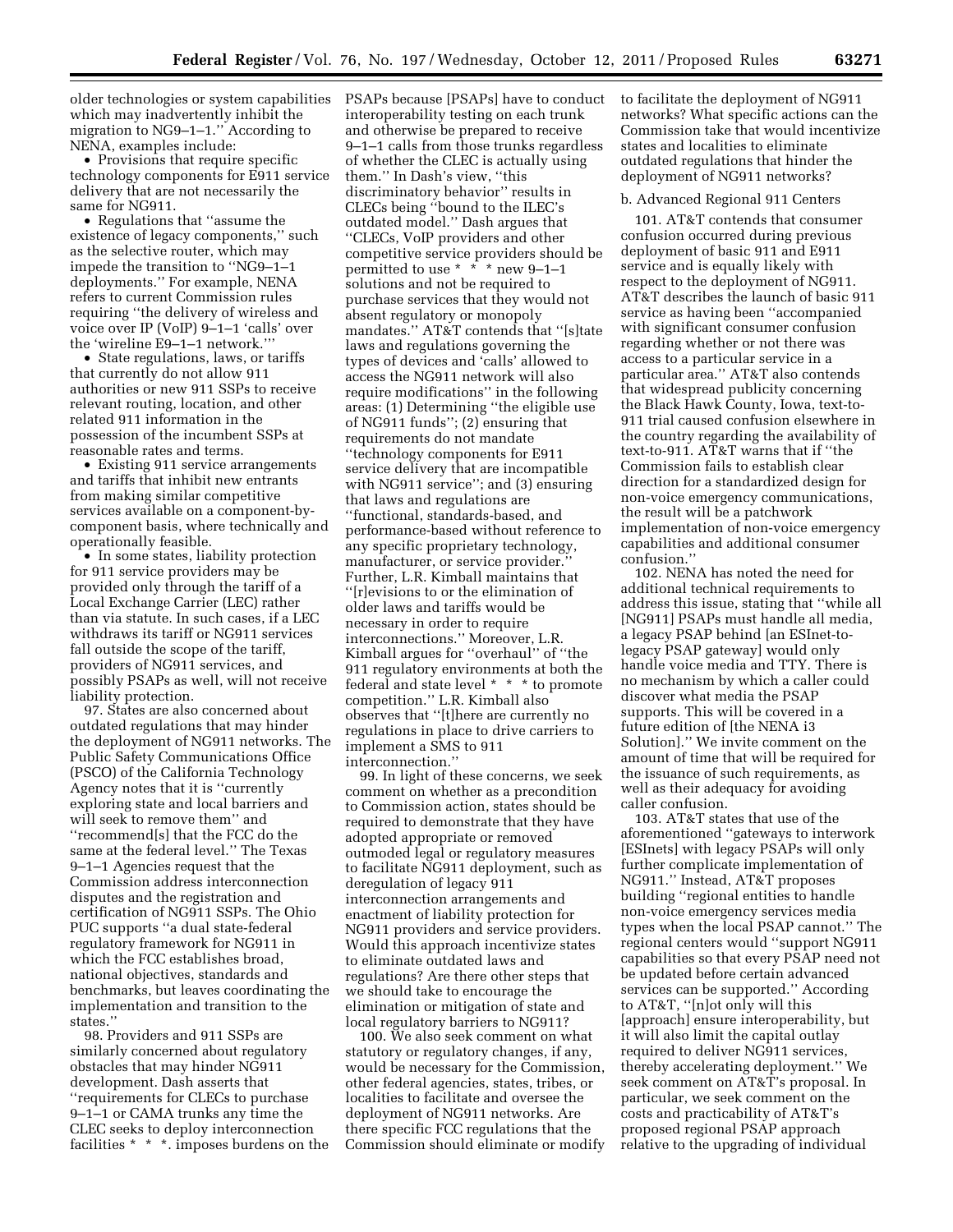older technologies or system capabilities which may inadvertently inhibit the migration to NG9–1–1.'' According to NENA, examples include:

- Provisions that require specific technology components for E911 service delivery that are not necessarily the same for NG911.
- Regulations that ''assume the existence of legacy components,'' such as the selective router, which may impede the transition to ''NG9–1–1 deployments.'' For example, NENA refers to current Commission rules requiring ''the delivery of wireless and voice over IP (VoIP) 9–1–1 'calls' over the 'wireline E9–1–1 network.'''
- State regulations, laws, or tariffs that currently do not allow 911 authorities or new 911 SSPs to receive relevant routing, location, and other related 911 information in the possession of the incumbent SSPs at reasonable rates and terms.
- Existing 911 service arrangements and tariffs that inhibit new entrants from making similar competitive services available on a component-by-component basis, where technically and operationally feasible.
- In some states, liability protection for 911 service providers may be provided only through the tariff of a Local Exchange Carrier (LEC) rather than via statute. In such cases, if a LEC withdraws its tariff or NG911 services fall outside the scope of the tariff, providers of NG911 services, and possibly PSAPs as well, will not receive liability protection.

97. States are also concerned about outdated regulations that may hinder the deployment of NG911 networks. The Public Safety Communications Office (PSCO) of the California Technology Agency notes that it is ''currently exploring state and local barriers and will seek to remove them'' and ''recommend[s] that the FCC do the same at the federal level.'' The Texas 9–1–1 Agencies request that the Commission address interconnection disputes and the registration and certification of NG911 SSPs. The Ohio PUC supports ''a dual state-federal regulatory framework for NG911 in which the FCC establishes broad, national objectives, standards and benchmarks, but leaves coordinating the implementation and transition to the states.''

98. Providers and 911 SSPs are similarly concerned about regulatory obstacles that may hinder NG911 development. Dash asserts that ''requirements for CLECs to purchase 9–1–1 or CAMA trunks any time the CLEC seeks to deploy interconnection facilities * * *. imposes burdens on the PSAPs because [PSAPs] have to conduct interoperability testing on each trunk and otherwise be prepared to receive 9–1–1 calls from those trunks regardless of whether the CLEC is actually using them.'' In Dash's view, ''this discriminatory behavior'' results in CLECs being ''bound to the ILEC's outdated model.'' Dash argues that ''CLECs, VoIP providers and other competitive service providers should be permitted to use * * * new 9–1–1 solutions and not be required to purchase services that they would not absent regulatory or monopoly mandates.'' AT&T contends that ''[s]tate laws and regulations governing the types of devices and 'calls' allowed to access the NG911 network will also require modifications'' in the following areas: (1) Determining ''the eligible use of NG911 funds''; (2) ensuring that requirements do not mandate ''technology components for E911 service delivery that are incompatible with NG911 service''; and (3) ensuring that laws and regulations are ''functional, standards-based, and performance-based without reference to any specific proprietary technology, manufacturer, or service provider.'' Further, L.R. Kimball maintains that ''[r]evisions to or the elimination of older laws and tariffs would be necessary in order to require interconnections.'' Moreover, L.R. Kimball argues for ''overhaul'' of ''the 911 regulatory environments at both the federal and state level * * * to promote competition.'' L.R. Kimball also observes that ''[t]here are currently no regulations in place to drive carriers to implement a SMS to 911 interconnection.''

99. In light of these concerns, we seek comment on whether as a precondition to Commission action, states should be required to demonstrate that they have adopted appropriate or removed outmoded legal or regulatory measures to facilitate NG911 deployment, such as deregulation of legacy 911 interconnection arrangements and enactment of liability protection for NG911 providers and service providers. Would this approach incentivize states to eliminate outdated laws and regulations? Are there other steps that we should take to encourage the elimination or mitigation of state and local regulatory barriers to NG911?

100. We also seek comment on what statutory or regulatory changes, if any, would be necessary for the Commission, other federal agencies, states, tribes, or localities to facilitate and oversee the deployment of NG911 networks. Are there specific FCC regulations that the Commission should eliminate or modify to facilitate the deployment of NG911 networks? What specific actions can the Commission take that would incentivize states and localities to eliminate outdated regulations that hinder the deployment of NG911 networks?

b. Advanced Regional 911 Centers

101. AT&T contends that consumer confusion occurred during previous deployment of basic 911 and E911 service and is equally likely with respect to the deployment of NG911. AT&T describes the launch of basic 911 service as having been ''accompanied with significant consumer confusion regarding whether or not there was access to a particular service in a particular area.'' AT&T also contends that widespread publicity concerning the Black Hawk County, Iowa, text-to-911 trial caused confusion elsewhere in the country regarding the availability of text-to-911. AT&T warns that if ''the Commission fails to establish clear direction for a standardized design for non-voice emergency communications, the result will be a patchwork implementation of non-voice emergency capabilities and additional consumer confusion.''

102. NENA has noted the need for additional technical requirements to address this issue, stating that ''while all [NG911] PSAPs must handle all media, a legacy PSAP behind [an ESInet-to-legacy PSAP gateway] would only handle voice media and TTY. There is no mechanism by which a caller could discover what media the PSAP supports. This will be covered in a future edition of [the NENA i3 Solution].'' We invite comment on the amount of time that will be required for the issuance of such requirements, as well as their adequacy for avoiding caller confusion.

103. AT&T states that use of the aforementioned ''gateways to interwork [ESInets] with legacy PSAPs will only further complicate implementation of NG911.'' Instead, AT&T proposes building ''regional entities to handle non-voice emergency services media types when the local PSAP cannot.'' The regional centers would ''support NG911 capabilities so that every PSAP need not be updated before certain advanced services can be supported.'' According to AT&T, ''[n]ot only will this [approach] ensure interoperability, but it will also limit the capital outlay required to deliver NG911 services, thereby accelerating deployment.'' We seek comment on AT&T's proposal. In particular, we seek comment on the costs and practicability of AT&T's proposed regional PSAP approach relative to the upgrading of individual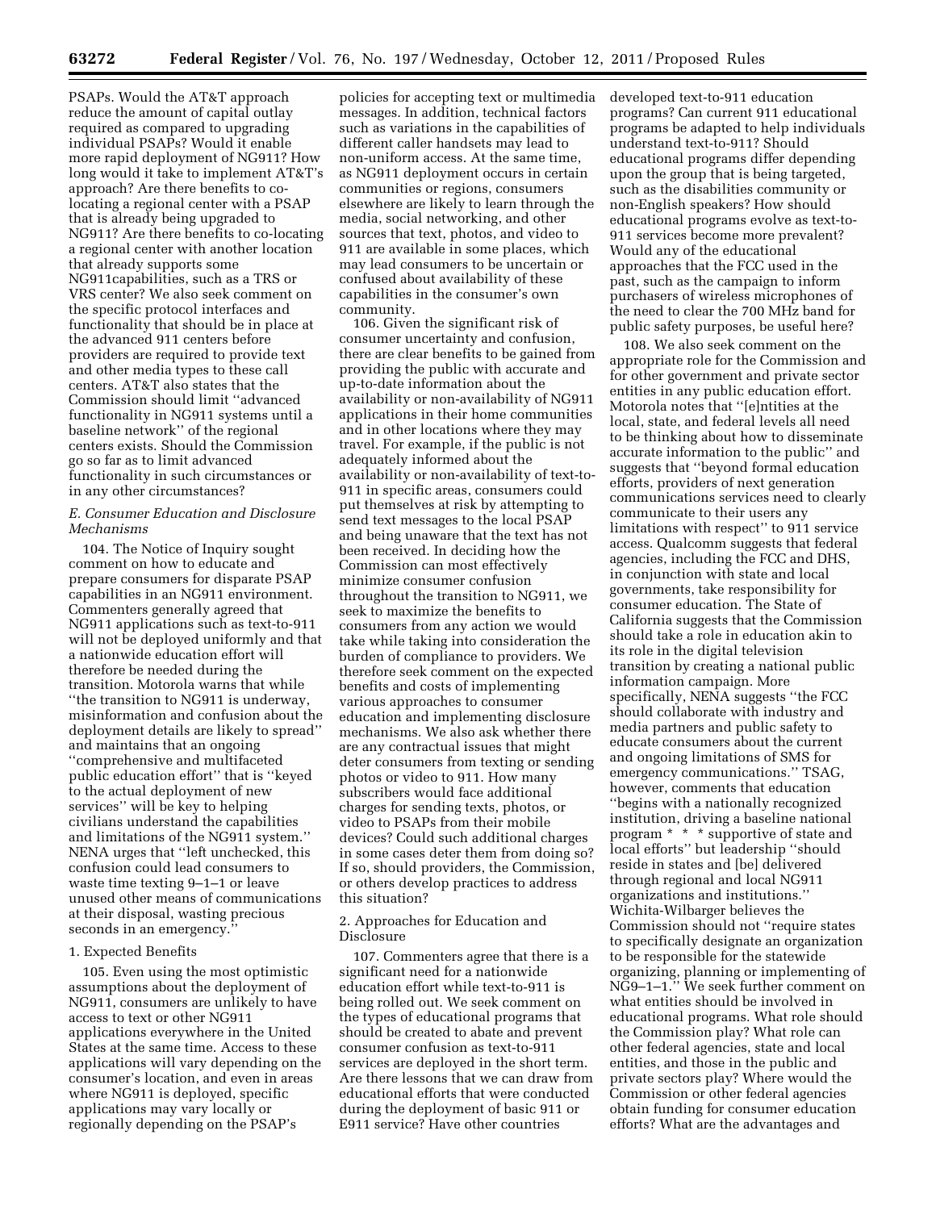PSAPs. Would the AT&T approach reduce the amount of capital outlay required as compared to upgrading individual PSAPs? Would it enable more rapid deployment of NG911? How long would it take to implement AT&T's approach? Are there benefits to co-locating a regional center with a PSAP that is already being upgraded to NG911? Are there benefits to co-locating a regional center with another location that already supports some NG911capabilities, such as a TRS or VRS center? We also seek comment on the specific protocol interfaces and functionality that should be in place at the advanced 911 centers before providers are required to provide text and other media types to these call centers. AT&T also states that the Commission should limit ''advanced functionality in NG911 systems until a baseline network'' of the regional centers exists. Should the Commission go so far as to limit advanced functionality in such circumstances or in any other circumstances?

### *E. Consumer Education and Disclosure Mechanisms*

104. The Notice of Inquiry sought comment on how to educate and prepare consumers for disparate PSAP capabilities in an NG911 environment. Commenters generally agreed that NG911 applications such as text-to-911 will not be deployed uniformly and that a nationwide education effort will therefore be needed during the transition. Motorola warns that while ''the transition to NG911 is underway, misinformation and confusion about the deployment details are likely to spread'' and maintains that an ongoing ''comprehensive and multifaceted public education effort'' that is ''keyed to the actual deployment of new services'' will be key to helping civilians understand the capabilities and limitations of the NG911 system.'' NENA urges that ''left unchecked, this confusion could lead consumers to waste time texting 9–1–1 or leave unused other means of communications at their disposal, wasting precious seconds in an emergency.''

#### 1. Expected Benefits

105. Even using the most optimistic assumptions about the deployment of NG911, consumers are unlikely to have access to text or other NG911 applications everywhere in the United States at the same time. Access to these applications will vary depending on the consumer's location, and even in areas where NG911 is deployed, specific applications may vary locally or regionally depending on the PSAP's policies for accepting text or multimedia messages. In addition, technical factors such as variations in the capabilities of different caller handsets may lead to non-uniform access. At the same time, as NG911 deployment occurs in certain communities or regions, consumers elsewhere are likely to learn through the media, social networking, and other sources that text, photos, and video to 911 are available in some places, which may lead consumers to be uncertain or confused about availability of these capabilities in the consumer's own community.

106. Given the significant risk of consumer uncertainty and confusion, there are clear benefits to be gained from providing the public with accurate and up-to-date information about the availability or non-availability of NG911 applications in their home communities and in other locations where they may travel. For example, if the public is not adequately informed about the availability or non-availability of text-to-911 in specific areas, consumers could put themselves at risk by attempting to send text messages to the local PSAP and being unaware that the text has not been received. In deciding how the Commission can most effectively minimize consumer confusion throughout the transition to NG911, we seek to maximize the benefits to consumers from any action we would take while taking into consideration the burden of compliance to providers. We therefore seek comment on the expected benefits and costs of implementing various approaches to consumer education and implementing disclosure mechanisms. We also ask whether there are any contractual issues that might deter consumers from texting or sending photos or video to 911. How many subscribers would face additional charges for sending texts, photos, or video to PSAPs from their mobile devices? Could such additional charges in some cases deter them from doing so? If so, should providers, the Commission, or others develop practices to address this situation?

#### 2. Approaches for Education and Disclosure

107. Commenters agree that there is a significant need for a nationwide education effort while text-to-911 is being rolled out. We seek comment on the types of educational programs that should be created to abate and prevent consumer confusion as text-to-911 services are deployed in the short term. Are there lessons that we can draw from educational efforts that were conducted during the deployment of basic 911 or E911 service? Have other countries developed text-to-911 education programs? Can current 911 educational programs be adapted to help individuals understand text-to-911? Should educational programs differ depending upon the group that is being targeted, such as the disabilities community or non-English speakers? How should educational programs evolve as text-to-911 services become more prevalent? Would any of the educational approaches that the FCC used in the past, such as the campaign to inform purchasers of wireless microphones of the need to clear the 700 MHz band for public safety purposes, be useful here?

108. We also seek comment on the appropriate role for the Commission and for other government and private sector entities in any public education effort. Motorola notes that ''[e]ntities at the local, state, and federal levels all need to be thinking about how to disseminate accurate information to the public'' and suggests that ''beyond formal education efforts, providers of next generation communications services need to clearly communicate to their users any limitations with respect'' to 911 service access. Qualcomm suggests that federal agencies, including the FCC and DHS, in conjunction with state and local governments, take responsibility for consumer education. The State of California suggests that the Commission should take a role in education akin to its role in the digital television transition by creating a national public information campaign. More specifically, NENA suggests ''the FCC should collaborate with industry and media partners and public safety to educate consumers about the current and ongoing limitations of SMS for emergency communications.'' TSAG, however, comments that education ''begins with a nationally recognized institution, driving a baseline national program * * * supportive of state and local efforts'' but leadership ''should reside in states and [be] delivered through regional and local NG911 organizations and institutions.'' Wichita-Wilbarger believes the Commission should not ''require states to specifically designate an organization to be responsible for the statewide organizing, planning or implementing of NG9–1–1.'' We seek further comment on what entities should be involved in educational programs. What role should the Commission play? What role can other federal agencies, state and local entities, and those in the public and private sectors play? Where would the Commission or other federal agencies obtain funding for consumer education efforts? What are the advantages and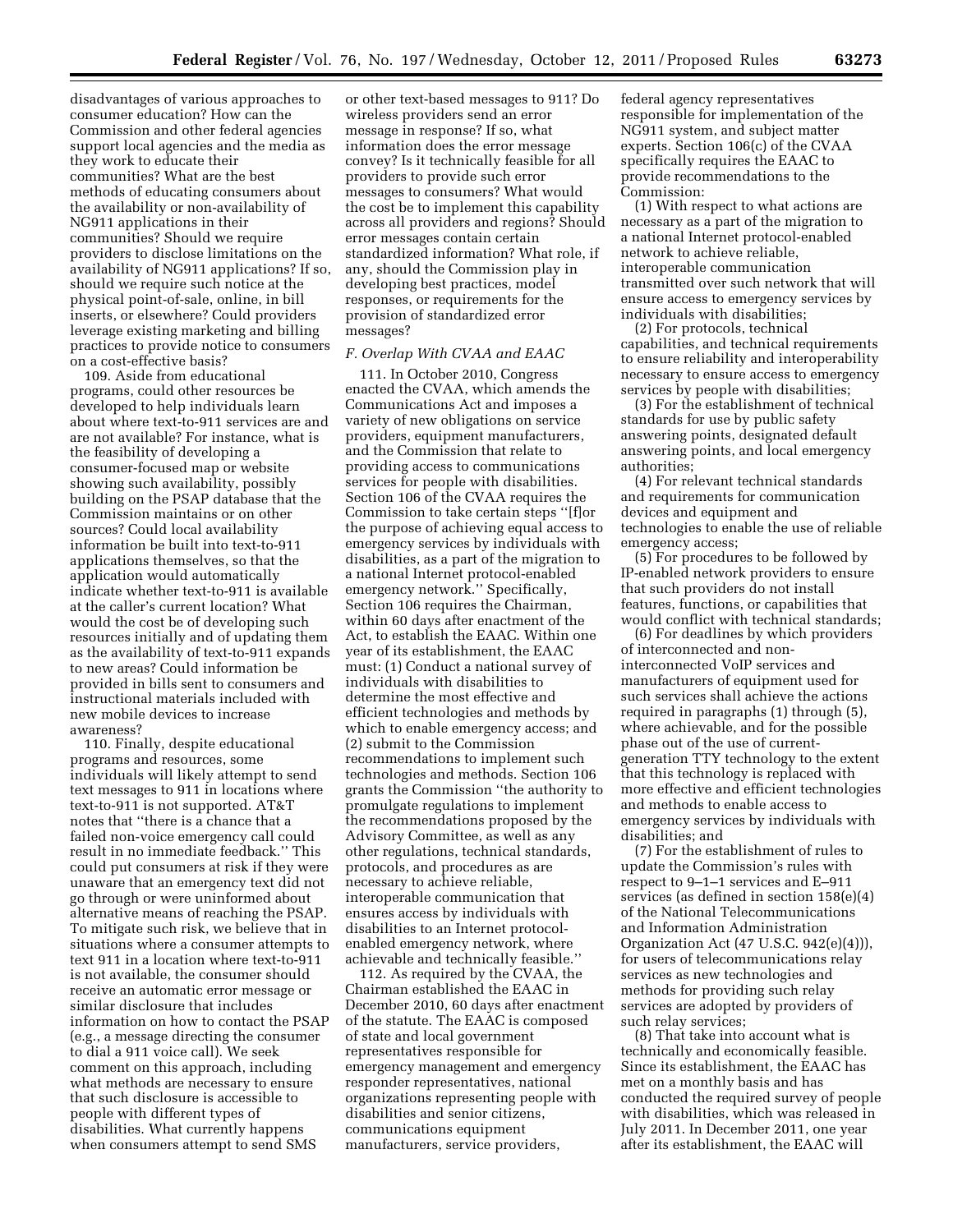disadvantages of various approaches to consumer education? How can the Commission and other federal agencies support local agencies and the media as they work to educate their communities? What are the best methods of educating consumers about the availability or non-availability of NG911 applications in their communities? Should we require providers to disclose limitations on the availability of NG911 applications? If so, should we require such notice at the physical point-of-sale, online, in bill inserts, or elsewhere? Could providers leverage existing marketing and billing practices to provide notice to consumers on a cost-effective basis?

109. Aside from educational programs, could other resources be developed to help individuals learn about where text-to-911 services are and are not available? For instance, what is the feasibility of developing a consumer-focused map or website showing such availability, possibly building on the PSAP database that the Commission maintains or on other sources? Could local availability information be built into text-to-911 applications themselves, so that the application would automatically indicate whether text-to-911 is available at the caller's current location? What would the cost be of developing such resources initially and of updating them as the availability of text-to-911 expands to new areas? Could information be provided in bills sent to consumers and instructional materials included with new mobile devices to increase awareness?

110. Finally, despite educational programs and resources, some individuals will likely attempt to send text messages to 911 in locations where text-to-911 is not supported. AT&T notes that "there is a chance that a failed non-voice emergency call could result in no immediate feedback." This could put consumers at risk if they were unaware that an emergency text did not go through or were uninformed about alternative means of reaching the PSAP. To mitigate such risk, we believe that in situations where a consumer attempts to text 911 in a location where text-to-911 is not available, the consumer should receive an automatic error message or similar disclosure that includes information on how to contact the PSAP (e.g., a message directing the consumer to dial a 911 voice call). We seek comment on this approach, including what methods are necessary to ensure that such disclosure is accessible to people with different types of disabilities. What currently happens when consumers attempt to send SMS or other text-based messages to 911? Do wireless providers send an error message in response? If so, what information does the error message convey? Is it technically feasible for all providers to provide such error messages to consumers? What would the cost be to implement this capability across all providers and regions? Should error messages contain certain standardized information? What role, if any, should the Commission play in developing best practices, model responses, or requirements for the provision of standardized error messages?

### *F. Overlap With CVAA and EAAC*

111. In October 2010, Congress enacted the CVAA, which amends the Communications Act and imposes a variety of new obligations on service providers, equipment manufacturers, and the Commission that relate to providing access to communications services for people with disabilities. Section 106 of the CVAA requires the Commission to take certain steps "[f]or the purpose of achieving equal access to emergency services by individuals with disabilities, as a part of the migration to a national Internet protocol-enabled emergency network." Specifically, Section 106 requires the Chairman, within 60 days after enactment of the Act, to establish the EAAC. Within one year of its establishment, the EAAC must: (1) Conduct a national survey of individuals with disabilities to determine the most effective and efficient technologies and methods by which to enable emergency access; and (2) submit to the Commission recommendations to implement such technologies and methods. Section 106 grants the Commission "the authority to promulgate regulations to implement the recommendations proposed by the Advisory Committee, as well as any other regulations, technical standards, protocols, and procedures as are necessary to achieve reliable, interoperable communication that ensures access by individuals with disabilities to an Internet protocol-enabled emergency network, where achievable and technically feasible."

112. As required by the CVAA, the Chairman established the EAAC in December 2010, 60 days after enactment of the statute. The EAAC is composed of state and local government representatives responsible for emergency management and emergency responder representatives, national organizations representing people with disabilities and senior citizens, communications equipment manufacturers, service providers, federal agency representatives responsible for implementation of the NG911 system, and subject matter experts. Section 106(c) of the CVAA specifically requires the EAAC to provide recommendations to the Commission:

(1) With respect to what actions are necessary as a part of the migration to a national Internet protocol-enabled network to achieve reliable, interoperable communication transmitted over such network that will ensure access to emergency services by individuals with disabilities;

(2) For protocols, technical capabilities, and technical requirements to ensure reliability and interoperability necessary to ensure access to emergency services by people with disabilities;

(3) For the establishment of technical standards for use by public safety answering points, designated default answering points, and local emergency authorities;

(4) For relevant technical standards and requirements for communication devices and equipment and technologies to enable the use of reliable emergency access;

(5) For procedures to be followed by IP-enabled network providers to ensure that such providers do not install features, functions, or capabilities that would conflict with technical standards;

(6) For deadlines by which providers of interconnected and non-interconnected VoIP services and manufacturers of equipment used for such services shall achieve the actions required in paragraphs (1) through (5), where achievable, and for the possible phase out of the use of current-generation TTY technology to the extent that this technology is replaced with more effective and efficient technologies and methods to enable access to emergency services by individuals with disabilities; and

(7) For the establishment of rules to update the Commission's rules with respect to 9–1–1 services and E–911 services (as defined in section 158(e)(4) of the National Telecommunications and Information Administration Organization Act (47 U.S.C. 942(e)(4))), for users of telecommunications relay services as new technologies and methods for providing such relay services are adopted by providers of such relay services;

(8) That take into account what is technically and economically feasible. Since its establishment, the EAAC has met on a monthly basis and has conducted the required survey of people with disabilities, which was released in July 2011. In December 2011, one year after its establishment, the EAAC will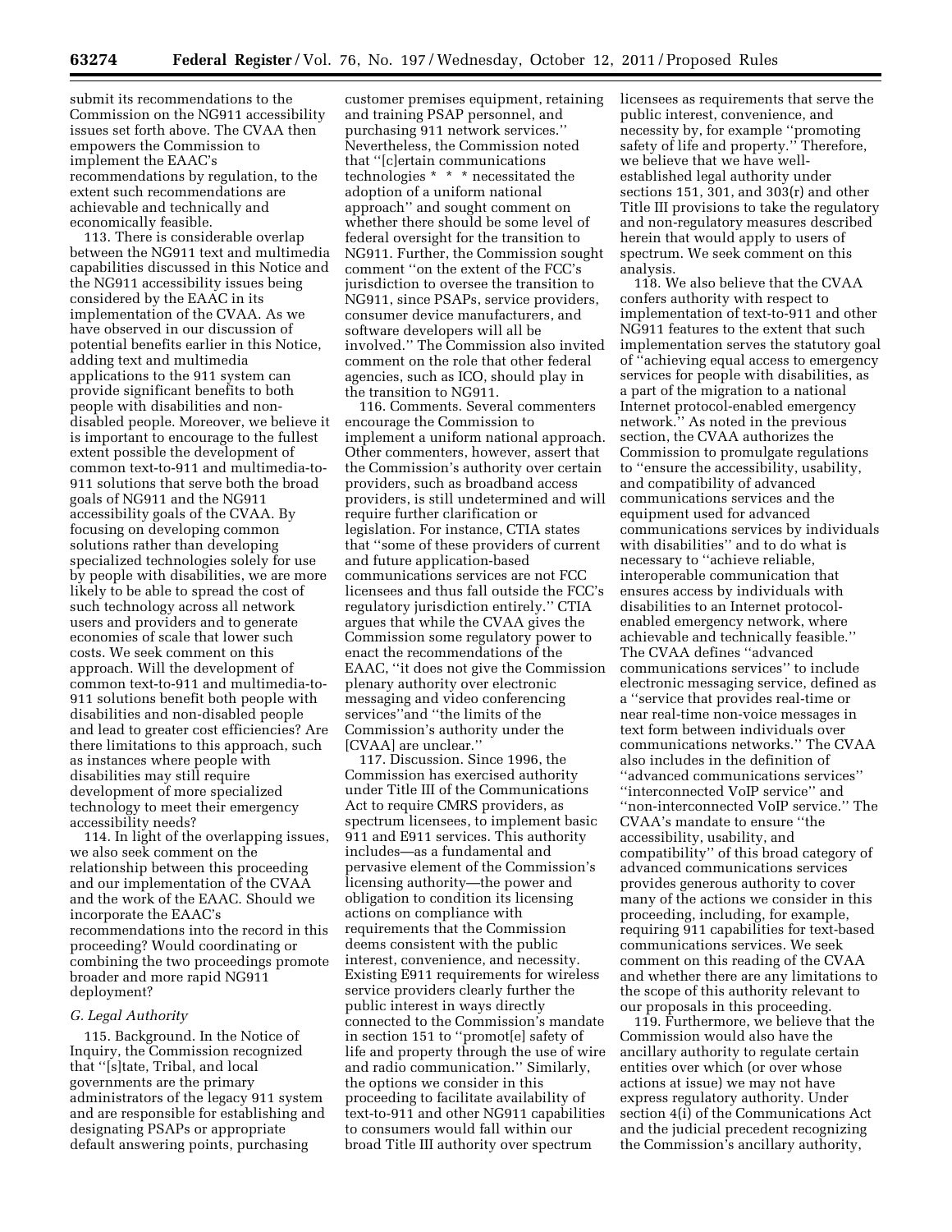submit its recommendations to the Commission on the NG911 accessibility issues set forth above. The CVAA then empowers the Commission to implement the EAAC's recommendations by regulation, to the extent such recommendations are achievable and technically and economically feasible.

113. There is considerable overlap between the NG911 text and multimedia capabilities discussed in this Notice and the NG911 accessibility issues being considered by the EAAC in its implementation of the CVAA. As we have observed in our discussion of potential benefits earlier in this Notice, adding text and multimedia applications to the 911 system can provide significant benefits to both people with disabilities and non-disabled people. Moreover, we believe it is important to encourage to the fullest extent possible the development of common text-to-911 and multimedia-to-911 solutions that serve both the broad goals of NG911 and the NG911 accessibility goals of the CVAA. By focusing on developing common solutions rather than developing specialized technologies solely for use by people with disabilities, we are more likely to be able to spread the cost of such technology across all network users and providers and to generate economies of scale that lower such costs. We seek comment on this approach. Will the development of common text-to-911 and multimedia-to-911 solutions benefit both people with disabilities and non-disabled people and lead to greater cost efficiencies? Are there limitations to this approach, such as instances where people with disabilities may still require development of more specialized technology to meet their emergency accessibility needs?

114. In light of the overlapping issues, we also seek comment on the relationship between this proceeding and our implementation of the CVAA and the work of the EAAC. Should we incorporate the EAAC's recommendations into the record in this proceeding? Would coordinating or combining the two proceedings promote broader and more rapid NG911 deployment?

### G. Legal Authority

115. Background. In the Notice of Inquiry, the Commission recognized that "[s]tate, Tribal, and local governments are the primary administrators of the legacy 911 system and are responsible for establishing and designating PSAPs or appropriate default answering points, purchasing customer premises equipment, retaining and training PSAP personnel, and purchasing 911 network services." Nevertheless, the Commission noted that "[c]ertain communications technologies * * * necessitated the adoption of a uniform national approach" and sought comment on whether there should be some level of federal oversight for the transition to NG911. Further, the Commission sought comment "on the extent of the FCC's jurisdiction to oversee the transition to NG911, since PSAPs, service providers, consumer device manufacturers, and software developers will all be involved." The Commission also invited comment on the role that other federal agencies, such as ICO, should play in the transition to NG911.

116. Comments. Several commenters encourage the Commission to implement a uniform national approach. Other commenters, however, assert that the Commission's authority over certain providers, such as broadband access providers, is still undetermined and will require further clarification or legislation. For instance, CTIA states that "some of these providers of current and future application-based communications services are not FCC licensees and thus fall outside the FCC's regulatory jurisdiction entirely." CTIA argues that while the CVAA gives the Commission some regulatory power to enact the recommendations of the EAAC, "it does not give the Commission plenary authority over electronic messaging and video conferencing services" and "the limits of the Commission's authority under the [CVAA] are unclear."

117. Discussion. Since 1996, the Commission has exercised authority under Title III of the Communications Act to require CMRS providers, as spectrum licensees, to implement basic 911 and E911 services. This authority includes—as a fundamental and pervasive element of the Commission's licensing authority—the power and obligation to condition its licensing actions on compliance with requirements that the Commission deems consistent with the public interest, convenience, and necessity. Existing E911 requirements for wireless service providers clearly further the public interest in ways directly connected to the Commission's mandate in section 151 to "promot[e] safety of life and property through the use of wire and radio communication." Similarly, the options we consider in this proceeding to facilitate availability of text-to-911 and other NG911 capabilities to consumers would fall within our broad Title III authority over spectrum licensees as requirements that serve the public interest, convenience, and necessity by, for example "promoting safety of life and property." Therefore, we believe that we have well-established legal authority under sections 151, 301, and 303(r) and other Title III provisions to take the regulatory and non-regulatory measures described herein that would apply to users of spectrum. We seek comment on this analysis.

118. We also believe that the CVAA confers authority with respect to implementation of text-to-911 and other NG911 features to the extent that such implementation serves the statutory goal of "achieving equal access to emergency services for people with disabilities, as a part of the migration to a national Internet protocol-enabled emergency network." As noted in the previous section, the CVAA authorizes the Commission to promulgate regulations to "ensure the accessibility, usability, and compatibility of advanced communications services and the equipment used for advanced communications services by individuals with disabilities" and to do what is necessary to "achieve reliable, interoperable communication that ensures access by individuals with disabilities to an Internet protocol-enabled emergency network, where achievable and technically feasible." The CVAA defines "advanced communications services" to include electronic messaging service, defined as a "service that provides real-time or near real-time non-voice messages in text form between individuals over communications networks." The CVAA also includes in the definition of "advanced communications services" "interconnected VoIP service" and "non-interconnected VoIP service." The CVAA's mandate to ensure "the accessibility, usability, and compatibility" of this broad category of advanced communications services provides generous authority to cover many of the actions we consider in this proceeding, including, for example, requiring 911 capabilities for text-based communications services. We seek comment on this reading of the CVAA and whether there are any limitations to the scope of this authority relevant to our proposals in this proceeding.

119. Furthermore, we believe that the Commission would also have the ancillary authority to regulate certain entities over which (or over whose actions at issue) we may not have express regulatory authority. Under section 4(i) of the Communications Act and the judicial precedent recognizing the Commission's ancillary authority,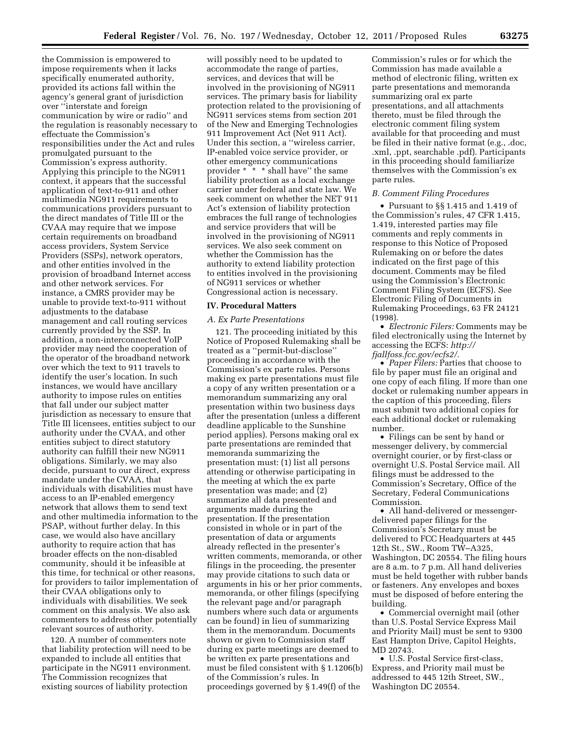the Commission is empowered to impose requirements when it lacks specifically enumerated authority, provided its actions fall within the agency's general grant of jurisdiction over ''interstate and foreign communication by wire or radio'' and the regulation is reasonably necessary to effectuate the Commission's responsibilities under the Act and rules promulgated pursuant to the Commission's express authority. Applying this principle to the NG911 context, it appears that the successful application of text-to-911 and other multimedia NG911 requirements to communications providers pursuant to the direct mandates of Title III or the CVAA may require that we impose certain requirements on broadband access providers, System Service Providers (SSPs), network operators, and other entities involved in the provision of broadband Internet access and other network services. For instance, a CMRS provider may be unable to provide text-to-911 without adjustments to the database management and call routing services currently provided by the SSP. In addition, a non-interconnected VoIP provider may need the cooperation of the operator of the broadband network over which the text to 911 travels to identify the user's location. In such instances, we would have ancillary authority to impose rules on entities that fall under our subject matter jurisdiction as necessary to ensure that Title III licensees, entities subject to our authority under the CVAA, and other entities subject to direct statutory authority can fulfill their new NG911 obligations. Similarly, we may also decide, pursuant to our direct, express mandate under the CVAA, that individuals with disabilities must have access to an IP-enabled emergency network that allows them to send text and other multimedia information to the PSAP, without further delay. In this case, we would also have ancillary authority to require action that has broader effects on the non-disabled community, should it be infeasible at this time, for technical or other reasons, for providers to tailor implementation of their CVAA obligations only to individuals with disabilities. We seek comment on this analysis. We also ask commenters to address other potentially relevant sources of authority.

120. A number of commenters note that liability protection will need to be expanded to include all entities that participate in the NG911 environment. The Commission recognizes that existing sources of liability protection will possibly need to be updated to accommodate the range of parties, services, and devices that will be involved in the provisioning of NG911 services. The primary basis for liability protection related to the provisioning of NG911 services stems from section 201 of the New and Emerging Technologies 911 Improvement Act (Net 911 Act). Under this section, a ''wireless carrier, IP-enabled voice service provider, or other emergency communications provider * * * shall have'' the same liability protection as a local exchange carrier under federal and state law. We seek comment on whether the NET 911 Act's extension of liability protection embraces the full range of technologies and service providers that will be involved in the provisioning of NG911 services. We also seek comment on whether the Commission has the authority to extend liability protection to entities involved in the provisioning of NG911 services or whether Congressional action is necessary.

## IV. Procedural Matters

### A. Ex Parte Presentations

121. The proceeding initiated by this Notice of Proposed Rulemaking shall be treated as a ''permit-but-disclose'' proceeding in accordance with the Commission's ex parte rules. Persons making ex parte presentations must file a copy of any written presentation or a memorandum summarizing any oral presentation within two business days after the presentation (unless a different deadline applicable to the Sunshine period applies). Persons making oral ex parte presentations are reminded that memoranda summarizing the presentation must: (1) list all persons attending or otherwise participating in the meeting at which the ex parte presentation was made; and (2) summarize all data presented and arguments made during the presentation. If the presentation consisted in whole or in part of the presentation of data or arguments already reflected in the presenter's written comments, memoranda, or other filings in the proceeding, the presenter may provide citations to such data or arguments in his or her prior comments, memoranda, or other filings (specifying the relevant page and/or paragraph numbers where such data or arguments can be found) in lieu of summarizing them in the memorandum. Documents shown or given to Commission staff during ex parte meetings are deemed to be written ex parte presentations and must be filed consistent with § 1.1206(b) of the Commission's rules. In proceedings governed by § 1.49(f) of the Commission's rules or for which the Commission has made available a method of electronic filing, written ex parte presentations and memoranda summarizing oral ex parte presentations, and all attachments thereto, must be filed through the electronic comment filing system available for that proceeding and must be filed in their native format (e.g., .doc, .xml, .ppt, searchable .pdf). Participants in this proceeding should familiarize themselves with the Commission's ex parte rules.

### B. Comment Filing Procedures

- Pursuant to §§ 1.415 and 1.419 of the Commission's rules, 47 CFR 1.415, 1.419, interested parties may file comments and reply comments in response to this Notice of Proposed Rulemaking on or before the dates indicated on the first page of this document. Comments may be filed using the Commission's Electronic Comment Filing System (ECFS). See Electronic Filing of Documents in Rulemaking Proceedings, 63 FR 24121 (1998).
- *Electronic Filers:* Comments may be filed electronically using the Internet by accessing the ECFS: *http://fjallfoss.fcc.gov/ecfs2/.*
- *Paper Filers:* Parties that choose to file by paper must file an original and one copy of each filing. If more than one docket or rulemaking number appears in the caption of this proceeding, filers must submit two additional copies for each additional docket or rulemaking number.
- Filings can be sent by hand or messenger delivery, by commercial overnight courier, or by first-class or overnight U.S. Postal Service mail. All filings must be addressed to the Commission's Secretary, Office of the Secretary, Federal Communications Commission.
- All hand-delivered or messenger-delivered paper filings for the Commission's Secretary must be delivered to FCC Headquarters at 445 12th St., SW., Room TW–A325, Washington, DC 20554. The filing hours are 8 a.m. to 7 p.m. All hand deliveries must be held together with rubber bands or fasteners. Any envelopes and boxes must be disposed of before entering the building.
- Commercial overnight mail (other than U.S. Postal Service Express Mail and Priority Mail) must be sent to 9300 East Hampton Drive, Capitol Heights, MD 20743.
- U.S. Postal Service first-class, Express, and Priority mail must be addressed to 445 12th Street, SW., Washington DC 20554.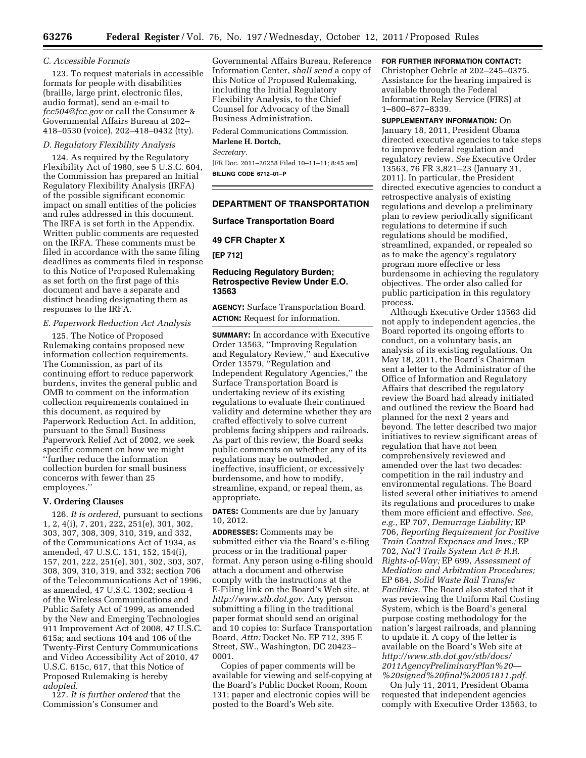### C. Accessible Formats

123. To request materials in accessible formats for people with disabilities (braille, large print, electronic files, audio format), send an e-mail to *fcc504@fcc.gov* or call the Consumer & Governmental Affairs Bureau at 202–418–0530 (voice), 202–418–0432 (tty).

### D. Regulatory Flexibility Analysis

124. As required by the Regulatory Flexibility Act of 1980, see 5 U.S.C. 604, the Commission has prepared an Initial Regulatory Flexibility Analysis (IRFA) of the possible significant economic impact on small entities of the policies and rules addressed in this document. The IRFA is set forth in the Appendix. Written public comments are requested on the IRFA. These comments must be filed in accordance with the same filing deadlines as comments filed in response to this Notice of Proposed Rulemaking as set forth on the first page of this document and have a separate and distinct heading designating them as responses to the IRFA.

### E. Paperwork Reduction Act Analysis

125. The Notice of Proposed Rulemaking contains proposed new information collection requirements. The Commission, as part of its continuing effort to reduce paperwork burdens, invites the general public and OMB to comment on the information collection requirements contained in this document, as required by Paperwork Reduction Act. In addition, pursuant to the Small Business Paperwork Relief Act of 2002, we seek specific comment on how we might "further reduce the information collection burden for small business concerns with fewer than 25 employees."

## V. Ordering Clauses

126. *It is ordered,* pursuant to sections 1, 2, 4(i), 7, 201, 222, 251(e), 301, 302, 303, 307, 308, 309, 310, 319, and 332, of the Communications Act of 1934, as amended, 47 U.S.C. 151, 152, 154(i), 157, 201, 222, 251(e), 301, 302, 303, 307, 308, 309, 310, 319, and 332; section 706 of the Telecommunications Act of 1996, as amended, 47 U.S.C. 1302; section 4 of the Wireless Communications and Public Safety Act of 1999, as amended by the New and Emerging Technologies 911 Improvement Act of 2008, 47 U.S.C. 615a; and sections 104 and 106 of the Twenty-First Century Communications and Video Accessibility Act of 2010, 47 U.S.C. 615c, 617, that this Notice of Proposed Rulemaking is hereby *adopted.*

127. *It is further ordered* that the Commission's Consumer and Governmental Affairs Bureau, Reference Information Center, *shall send* a copy of this Notice of Proposed Rulemaking, including the Initial Regulatory Flexibility Analysis, to the Chief Counsel for Advocacy of the Small Business Administration.

Federal Communications Commission.

**Marlene H. Dortch,**

*Secretary.*

[FR Doc. 2011–26258 Filed 10–11–11; 8:45 am]

**BILLING CODE 6712–01–P**

---

## DEPARTMENT OF TRANSPORTATION

### Surface Transportation Board

### 49 CFR Chapter X

**[EP 712]**

### Reducing Regulatory Burden; Retrospective Review Under E.O. 13563

**AGENCY:** Surface Transportation Board.

**ACTION:** Request for information.

**SUMMARY:** In accordance with Executive Order 13563, "Improving Regulation and Regulatory Review," and Executive Order 13579, "Regulation and Independent Regulatory Agencies," the Surface Transportation Board is undertaking review of its existing regulations to evaluate their continued validity and determine whether they are crafted effectively to solve current problems facing shippers and railroads. As part of this review, the Board seeks public comments on whether any of its regulations may be outmoded, ineffective, insufficient, or excessively burdensome, and how to modify, streamline, expand, or repeal them, as appropriate.

**DATES:** Comments are due by January 10, 2012.

**ADDRESSES:** Comments may be submitted either via the Board's e-filing process or in the traditional paper format. Any person using e-filing should attach a document and otherwise comply with the instructions at the E-Filing link on the Board's Web site, at *http://www.stb.dot.gov.* Any person submitting a filing in the traditional paper format should send an original and 10 copies to: Surface Transportation Board, *Attn:* Docket No. EP 712, 395 E Street, SW., Washington, DC 20423–0001.

Copies of paper comments will be available for viewing and self-copying at the Board's Public Docket Room, Room 131; paper and electronic copies will be posted to the Board's Web site.

**FOR FURTHER INFORMATION CONTACT:** Christopher Oehrle at 202–245–0375. Assistance for the hearing impaired is available through the Federal Information Relay Service (FIRS) at 1–800–877–8339.

**SUPPLEMENTARY INFORMATION:** On January 18, 2011, President Obama directed executive agencies to take steps to improve federal regulation and regulatory review. *See* Executive Order 13563, 76 FR 3,821–23 (January 31, 2011). In particular, the President directed executive agencies to conduct a retrospective analysis of existing regulations and develop a preliminary plan to review periodically significant regulations to determine if such regulations should be modified, streamlined, expanded, or repealed so as to make the agency's regulatory program more effective or less burdensome in achieving the regulatory objectives. The order also called for public participation in this regulatory process.

Although Executive Order 13563 did not apply to independent agencies, the Board reported its ongoing efforts to conduct, on a voluntary basis, an analysis of its existing regulations. On May 18, 2011, the Board's Chairman sent a letter to the Administrator of the Office of Information and Regulatory Affairs that described the regulatory review the Board had already initiated and outlined the review the Board had planned for the next 2 years and beyond. The letter described two major initiatives to review significant areas of regulation that have not been comprehensively reviewed and amended over the last two decades: competition in the rail industry and environmental regulations. The Board listed several other initiatives to amend its regulations and procedures to make them more efficient and effective. *See, e.g.,* EP 707, *Demurrage Liability;* EP 706, *Reporting Requirement for Positive Train Control Expenses and Invs.;* EP 702, *Nat'l Trails System Act & R.R. Rights-of-Way;* EP 699, *Assessment of Mediation and Arbitration Procedures;* EP 684, *Solid Waste Rail Transfer Facilities.* The Board also stated that it was reviewing the Uniform Rail Costing System, which is the Board's general purpose costing methodology for the nation's largest railroads, and planning to update it. A copy of the letter is available on the Board's Web site at *http://www.stb.dot.gov/stb/docs/2011AgencyPreliminaryPlan%20—%20signed%20final%20051811.pdf.*

On July 11, 2011, President Obama requested that independent agencies comply with Executive Order 13563, to